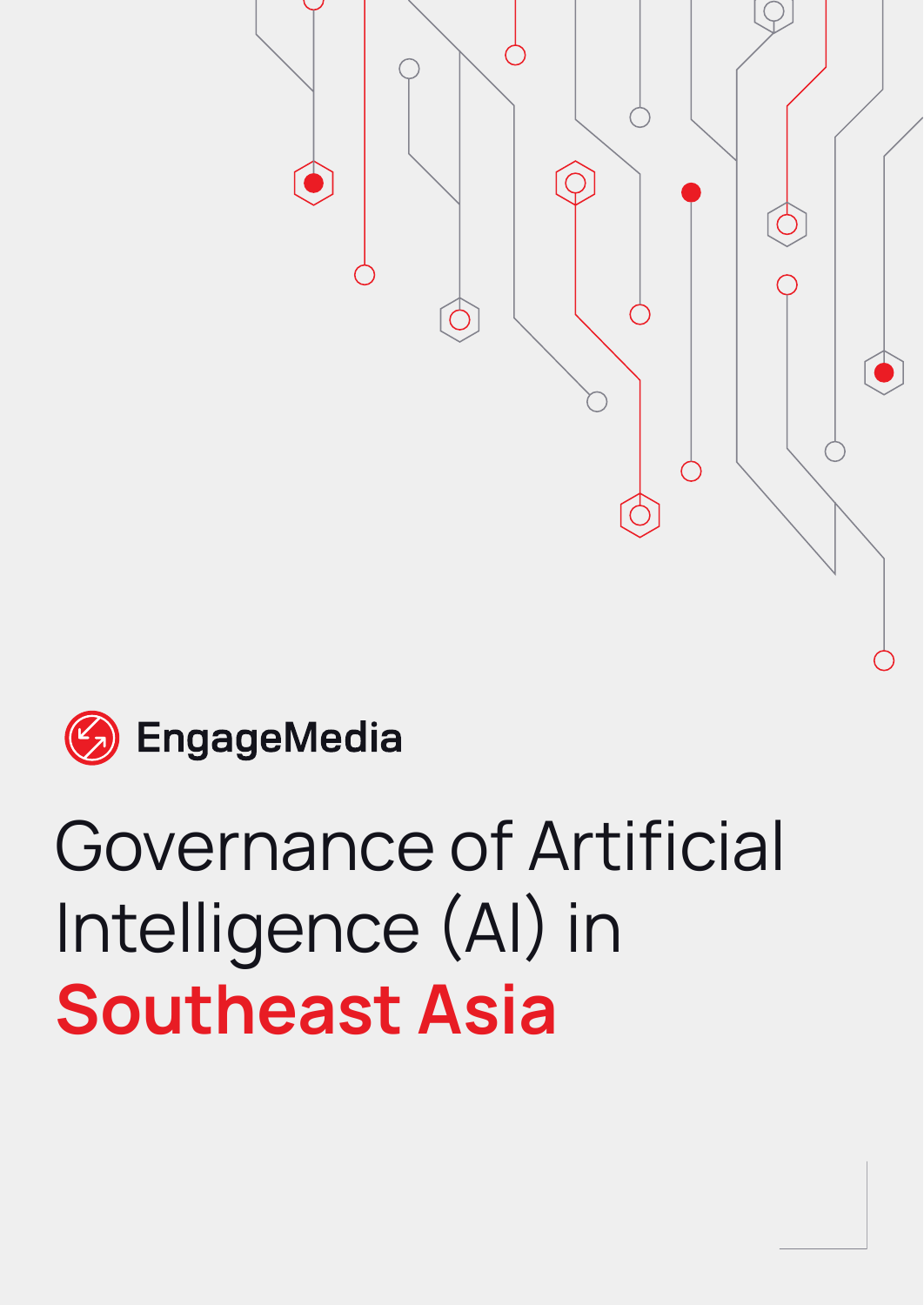EngageMedia

# Governance of Artificial Intelligence (AI) in Southeast Asia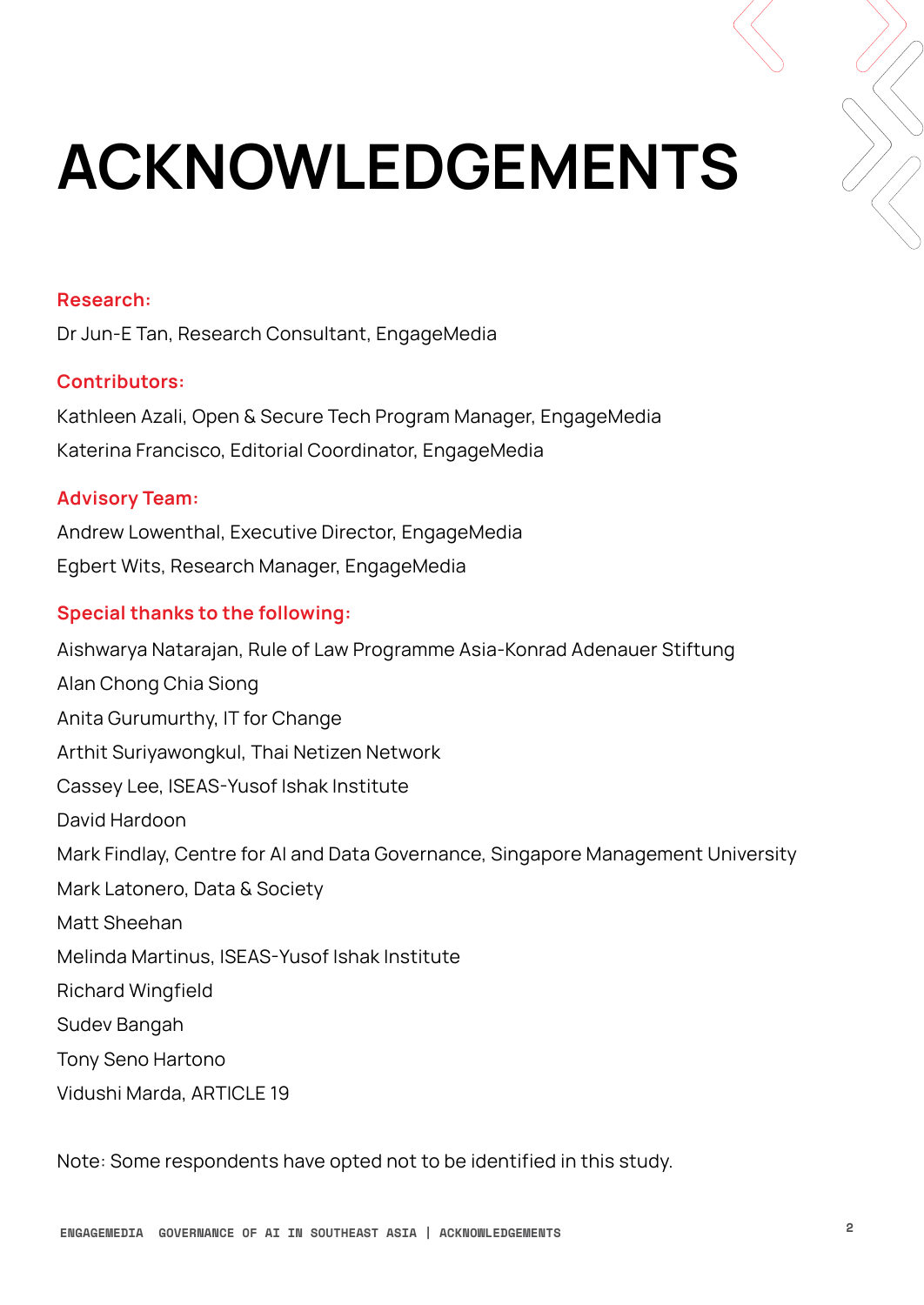# ACKNOWLEDGEMENTS

**Research:**

Dr Jun-E Tan, Research Consultant, EngageMedia

**Contributors:**

Kathleen Azali, Open & Secure Tech Program Manager, EngageMedia

Katerina Francisco, Editorial Coordinator, EngageMedia

**Advisory Team:**

Andrew Lowenthal, Executive Director, EngageMedia

Egbert Wits, Research Manager, EngageMedia

**Special thanks to the following:**

Aishwarya Natarajan, Rule of Law Programme Asia-Konrad Adenauer Stiftung

Alan Chong Chia Siong

Anita Gurumurthy, IT for Change

Arthit Suriyawongkul, Thai Netizen Network

Cassey Lee, ISEAS-Yusof Ishak Institute

David Hardoon

Mark Findlay, Centre for AI and Data Governance, Singapore Management University

Mark Latonero, Data & Society

Matt Sheehan

Melinda Martinus, ISEAS-Yusof Ishak Institute

Richard Wingfield

Sudev Bangah

Tony Seno Hartono

Vidushi Marda, ARTICLE 19

Note: Some respondents have opted not to be identified in this study.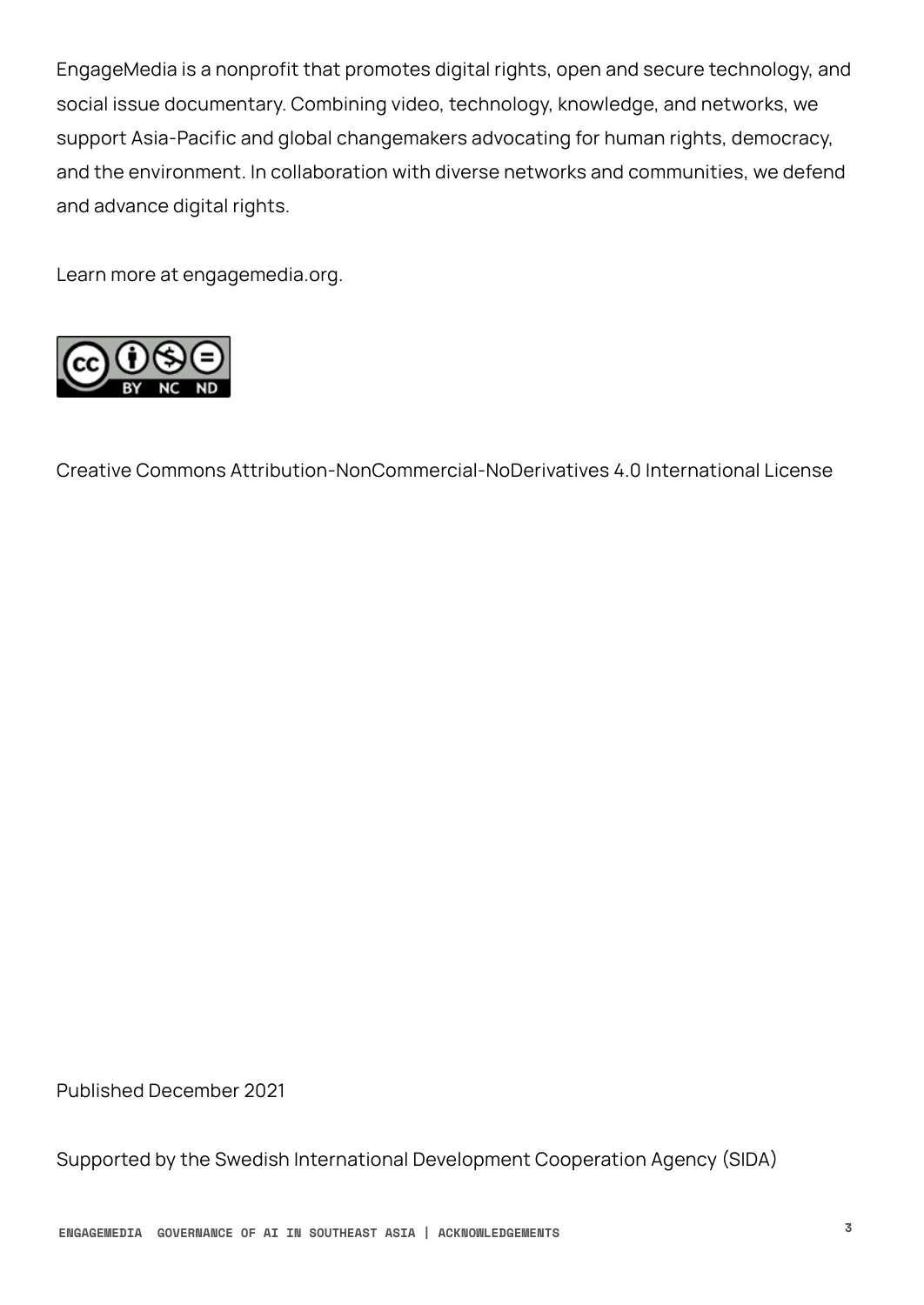EngageMedia is a nonprofit that promotes digital rights, open and secure technology, and social issue documentary. Combining video, technology, knowledge, and networks, we support Asia-Pacific and global changemakers advocating for human rights, democracy, and the environment. In collaboration with diverse networks and communities, we defend and advance digital rights.

Learn more at engagemedia.org.

Creative Commons Attribution-NonCommercial-NoDerivatives 4.0 International License

Published December 2021

Supported by the Swedish International Development Cooperation Agency (SIDA)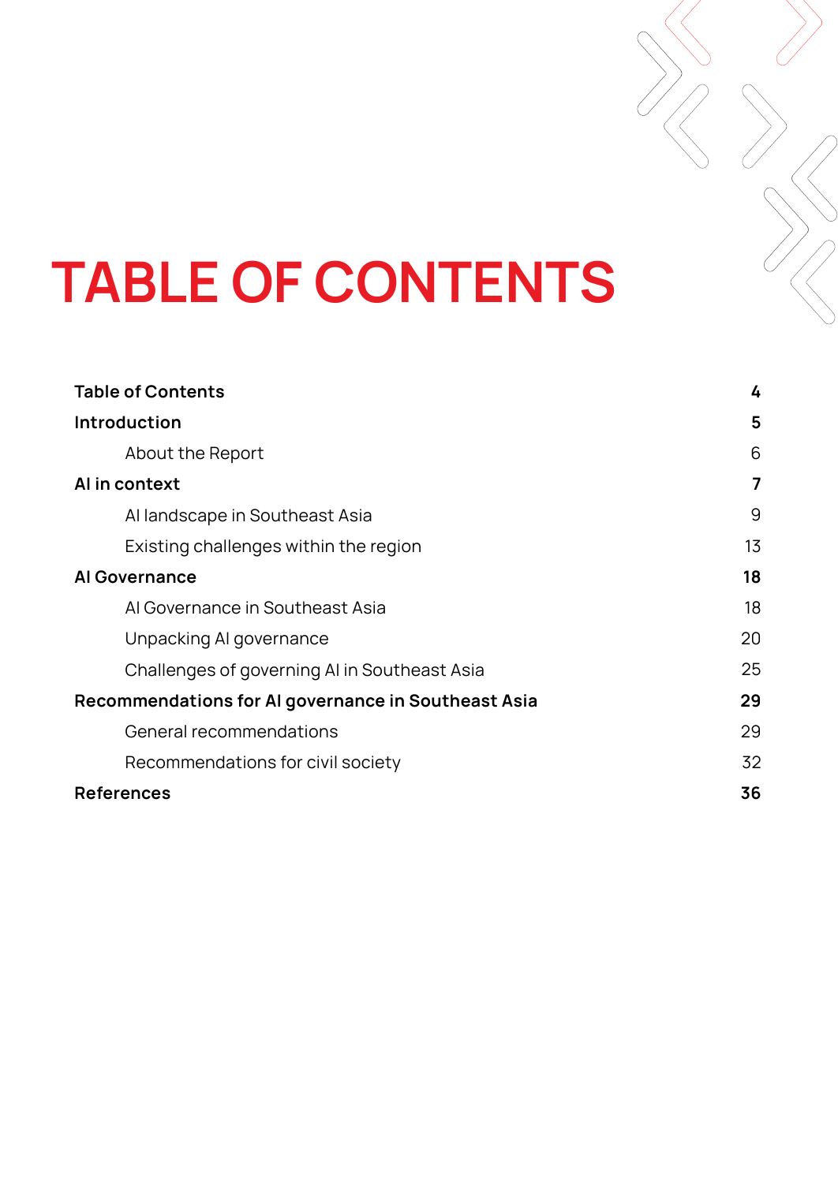# TABLE OF CONTENTS

| | |
|---|---|
| **Table of Contents** | **4** |
| **Introduction** | **5** |
| About the Report | 6 |
| **AI in context** | **7** |
| AI landscape in Southeast Asia | 9 |
| Existing challenges within the region | 13 |
| **AI Governance** | **18** |
| AI Governance in Southeast Asia | 18 |
| Unpacking AI governance | 20 |
| Challenges of governing AI in Southeast Asia | 25 |
| **Recommendations for AI governance in Southeast Asia** | **29** |
| General recommendations | 29 |
| Recommendations for civil society | 32 |
| **References** | **36** |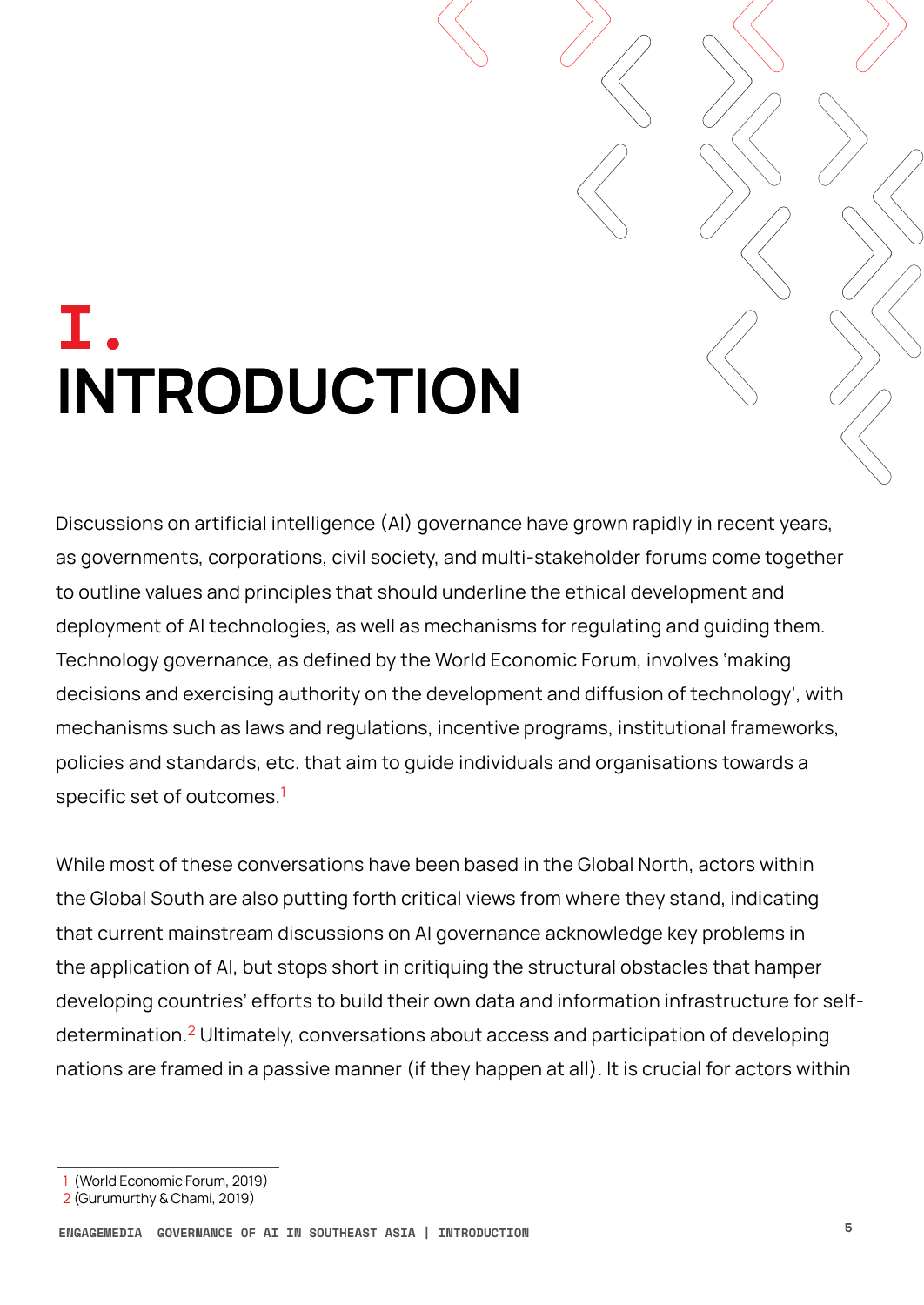# I. INTRODUCTION

Discussions on artificial intelligence (AI) governance have grown rapidly in recent years, as governments, corporations, civil society, and multi-stakeholder forums come together to outline values and principles that should underline the ethical development and deployment of AI technologies, as well as mechanisms for regulating and guiding them. Technology governance, as defined by the World Economic Forum, involves 'making decisions and exercising authority on the development and diffusion of technology', with mechanisms such as laws and regulations, incentive programs, institutional frameworks, policies and standards, etc. that aim to guide individuals and organisations towards a specific set of outcomes.[1]

While most of these conversations have been based in the Global North, actors within the Global South are also putting forth critical views from where they stand, indicating that current mainstream discussions on AI governance acknowledge key problems in the application of AI, but stops short in critiquing the structural obstacles that hamper developing countries' efforts to build their own data and information infrastructure for self-determination.[2] Ultimately, conversations about access and participation of developing nations are framed in a passive manner (if they happen at all). It is crucial for actors within

1 (World Economic Forum, 2019)
2 (Gurumurthy & Chami, 2019)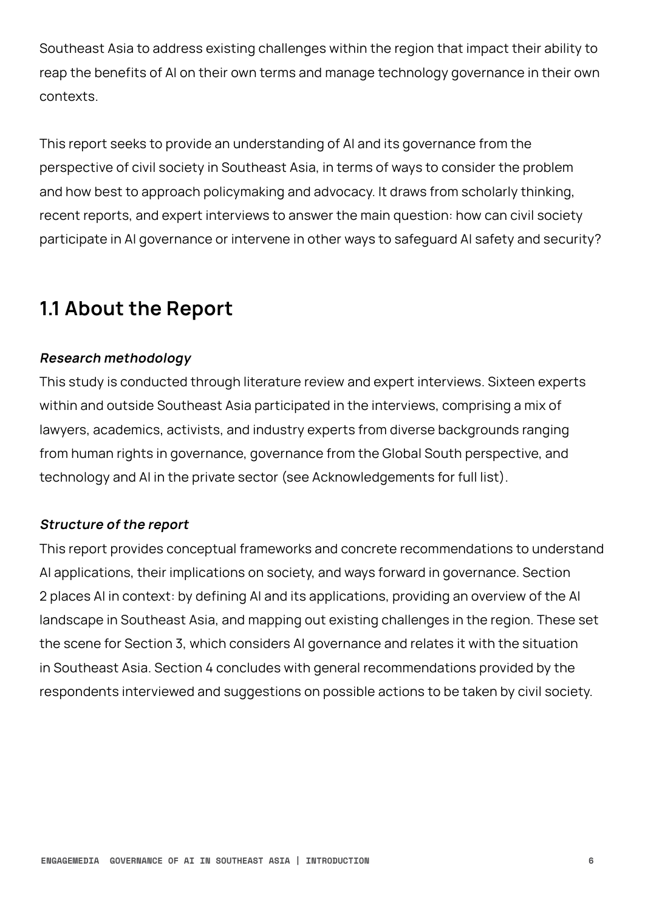Southeast Asia to address existing challenges within the region that impact their ability to reap the benefits of AI on their own terms and manage technology governance in their own contexts.

This report seeks to provide an understanding of AI and its governance from the perspective of civil society in Southeast Asia, in terms of ways to consider the problem and how best to approach policymaking and advocacy. It draws from scholarly thinking, recent reports, and expert interviews to answer the main question: how can civil society participate in AI governance or intervene in other ways to safeguard AI safety and security?

## 1.1 About the Report

***Research methodology***

This study is conducted through literature review and expert interviews. Sixteen experts within and outside Southeast Asia participated in the interviews, comprising a mix of lawyers, academics, activists, and industry experts from diverse backgrounds ranging from human rights in governance, governance from the Global South perspective, and technology and AI in the private sector (see Acknowledgements for full list).

***Structure of the report***

This report provides conceptual frameworks and concrete recommendations to understand AI applications, their implications on society, and ways forward in governance. Section 2 places AI in context: by defining AI and its applications, providing an overview of the AI landscape in Southeast Asia, and mapping out existing challenges in the region. These set the scene for Section 3, which considers AI governance and relates it with the situation in Southeast Asia. Section 4 concludes with general recommendations provided by the respondents interviewed and suggestions on possible actions to be taken by civil society.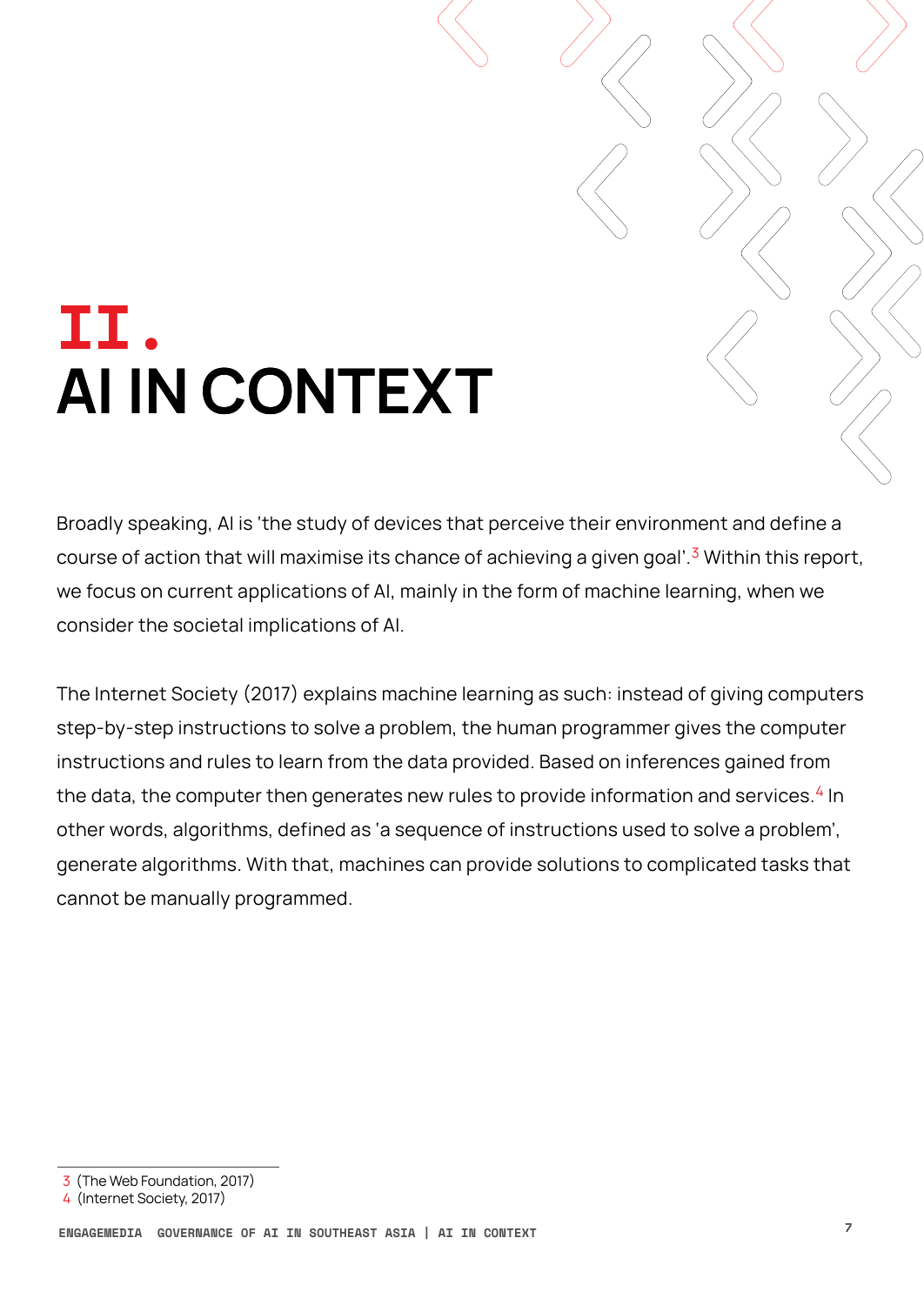# II. AI IN CONTEXT

Broadly speaking, AI is 'the study of devices that perceive their environment and define a course of action that will maximise its chance of achieving a given goal'.[3] Within this report, we focus on current applications of AI, mainly in the form of machine learning, when we consider the societal implications of AI.

The Internet Society (2017) explains machine learning as such: instead of giving computers step-by-step instructions to solve a problem, the human programmer gives the computer instructions and rules to learn from the data provided. Based on inferences gained from the data, the computer then generates new rules to provide information and services.[4] In other words, algorithms, defined as 'a sequence of instructions used to solve a problem', generate algorithms. With that, machines can provide solutions to complicated tasks that cannot be manually programmed.

---

3 (The Web Foundation, 2017)
4 (Internet Society, 2017)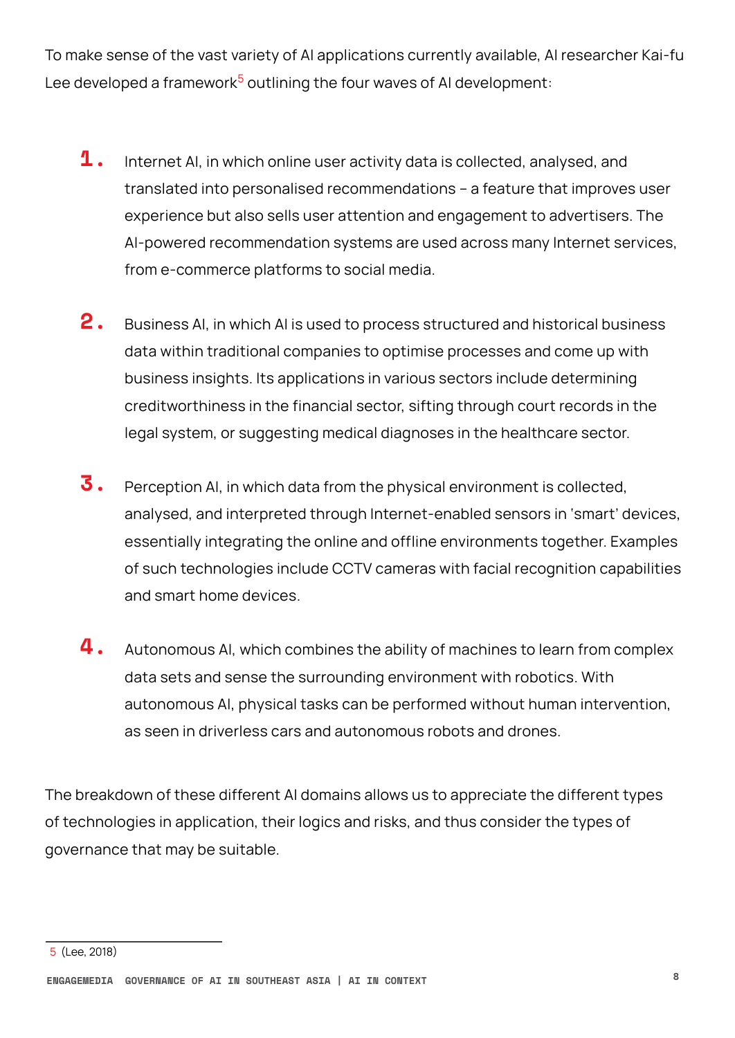To make sense of the vast variety of AI applications currently available, AI researcher Kai-fu Lee developed a framework[5] outlining the four waves of AI development:

1. Internet AI, in which online user activity data is collected, analysed, and translated into personalised recommendations – a feature that improves user experience but also sells user attention and engagement to advertisers. The AI-powered recommendation systems are used across many Internet services, from e-commerce platforms to social media.

2. Business AI, in which AI is used to process structured and historical business data within traditional companies to optimise processes and come up with business insights. Its applications in various sectors include determining creditworthiness in the financial sector, sifting through court records in the legal system, or suggesting medical diagnoses in the healthcare sector.

3. Perception AI, in which data from the physical environment is collected, analysed, and interpreted through Internet-enabled sensors in 'smart' devices, essentially integrating the online and offline environments together. Examples of such technologies include CCTV cameras with facial recognition capabilities and smart home devices.

4. Autonomous AI, which combines the ability of machines to learn from complex data sets and sense the surrounding environment with robotics. With autonomous AI, physical tasks can be performed without human intervention, as seen in driverless cars and autonomous robots and drones.

The breakdown of these different AI domains allows us to appreciate the different types of technologies in application, their logics and risks, and thus consider the types of governance that may be suitable.

---

5 (Lee, 2018)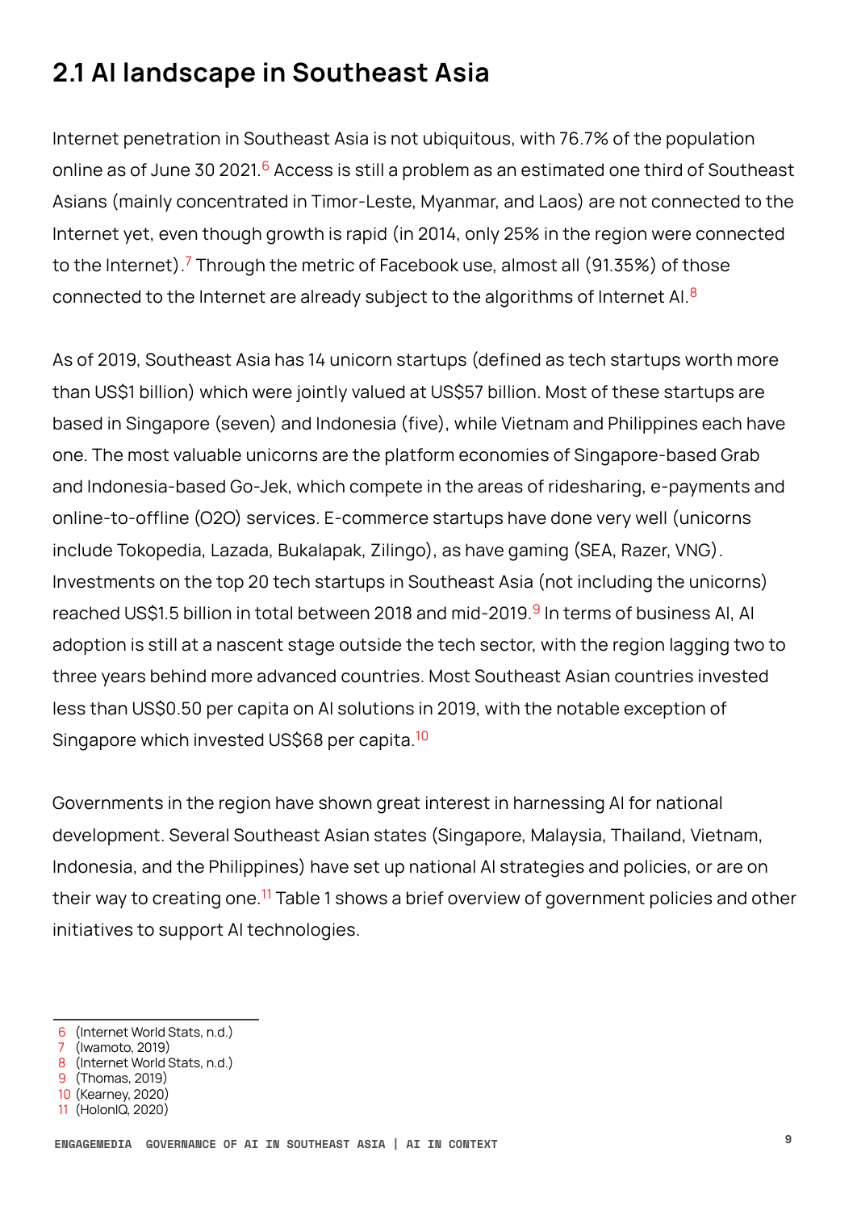## 2.1 AI landscape in Southeast Asia

Internet penetration in Southeast Asia is not ubiquitous, with 76.7% of the population online as of June 30 2021.[6] Access is still a problem as an estimated one third of Southeast Asians (mainly concentrated in Timor-Leste, Myanmar, and Laos) are not connected to the Internet yet, even though growth is rapid (in 2014, only 25% in the region were connected to the Internet).[7] Through the metric of Facebook use, almost all (91.35%) of those connected to the Internet are already subject to the algorithms of Internet AI.[8]

As of 2019, Southeast Asia has 14 unicorn startups (defined as tech startups worth more than US$1 billion) which were jointly valued at US$57 billion. Most of these startups are based in Singapore (seven) and Indonesia (five), while Vietnam and Philippines each have one. The most valuable unicorns are the platform economies of Singapore-based Grab and Indonesia-based Go-Jek, which compete in the areas of ridesharing, e-payments and online-to-offline (O2O) services. E-commerce startups have done very well (unicorns include Tokopedia, Lazada, Bukalapak, Zilingo), as have gaming (SEA, Razer, VNG). Investments on the top 20 tech startups in Southeast Asia (not including the unicorns) reached US$1.5 billion in total between 2018 and mid-2019.[9] In terms of business AI, AI adoption is still at a nascent stage outside the tech sector, with the region lagging two to three years behind more advanced countries. Most Southeast Asian countries invested less than US$0.50 per capita on AI solutions in 2019, with the notable exception of Singapore which invested US$68 per capita.[10]

Governments in the region have shown great interest in harnessing AI for national development. Several Southeast Asian states (Singapore, Malaysia, Thailand, Vietnam, Indonesia, and the Philippines) have set up national AI strategies and policies, or are on their way to creating one.[11] Table 1 shows a brief overview of government policies and other initiatives to support AI technologies.

---

6 (Internet World Stats, n.d.)
7 (Iwamoto, 2019)
8 (Internet World Stats, n.d.)
9 (Thomas, 2019)
10 (Kearney, 2020)
11 (HolonIQ, 2020)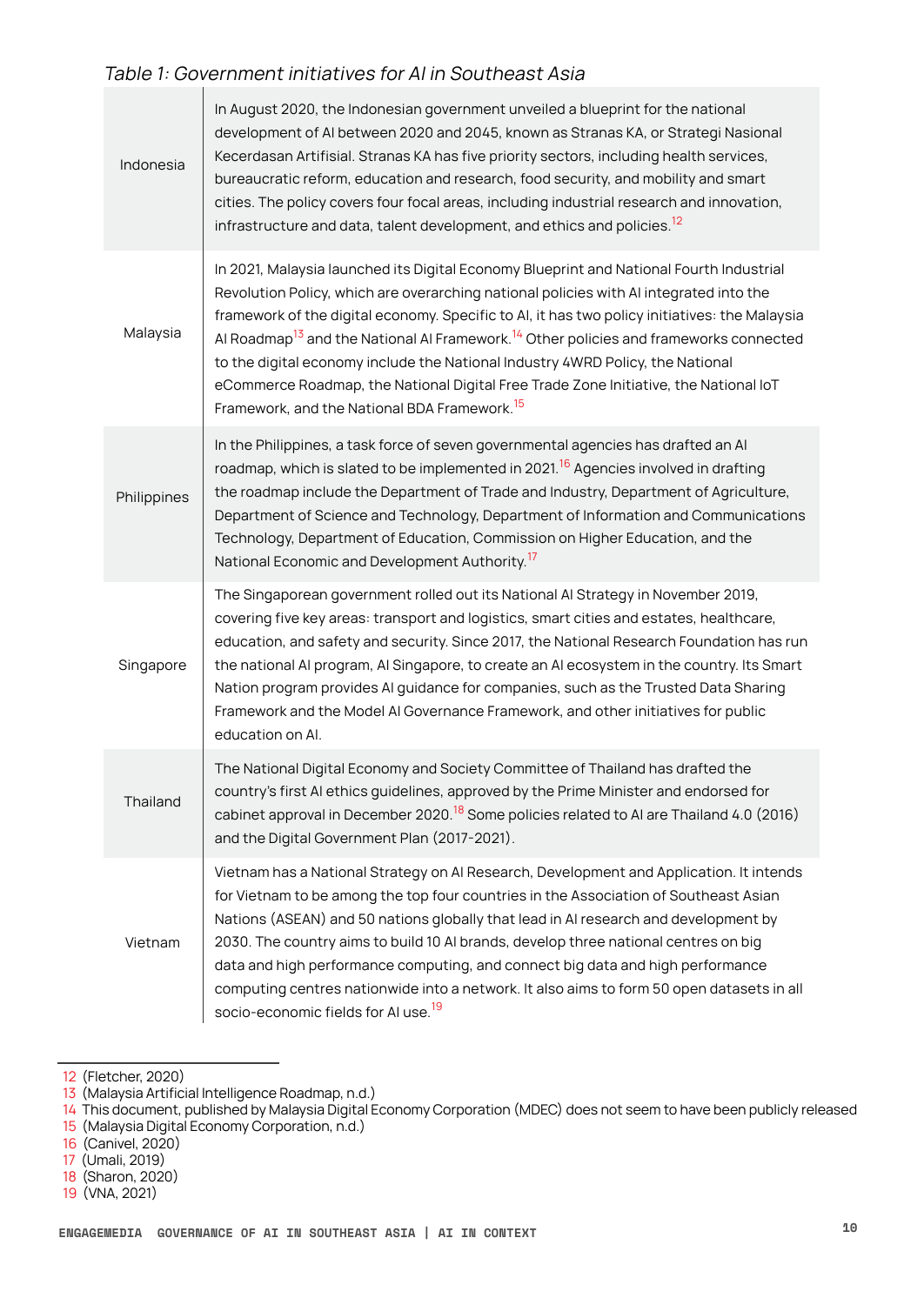*Table 1: Government initiatives for AI in Southeast Asia*

| | |
|---|---|
| Indonesia | In August 2020, the Indonesian government unveiled a blueprint for the national development of AI between 2020 and 2045, known as Stranas KA, or Strategi Nasional Kecerdasan Artifisial. Stranas KA has five priority sectors, including health services, bureaucratic reform, education and research, food security, and mobility and smart cities. The policy covers four focal areas, including industrial research and innovation, infrastructure and data, talent development, and ethics and policies.[12] |
| Malaysia | In 2021, Malaysia launched its Digital Economy Blueprint and National Fourth Industrial Revolution Policy, which are overarching national policies with AI integrated into the framework of the digital economy. Specific to AI, it has two policy initiatives: the Malaysia AI Roadmap[13] and the National AI Framework.[14] Other policies and frameworks connected to the digital economy include the National Industry 4WRD Policy, the National eCommerce Roadmap, the National Digital Free Trade Zone Initiative, the National IoT Framework, and the National BDA Framework.[15] |
| Philippines | In the Philippines, a task force of seven governmental agencies has drafted an AI roadmap, which is slated to be implemented in 2021.[16] Agencies involved in drafting the roadmap include the Department of Trade and Industry, Department of Agriculture, Department of Science and Technology, Department of Information and Communications Technology, Department of Education, Commission on Higher Education, and the National Economic and Development Authority.[17] |
| Singapore | The Singaporean government rolled out its National AI Strategy in November 2019, covering five key areas: transport and logistics, smart cities and estates, healthcare, education, and safety and security. Since 2017, the National Research Foundation has run the national AI program, AI Singapore, to create an AI ecosystem in the country. Its Smart Nation program provides AI guidance for companies, such as the Trusted Data Sharing Framework and the Model AI Governance Framework, and other initiatives for public education on AI. |
| Thailand | The National Digital Economy and Society Committee of Thailand has drafted the country's first AI ethics guidelines, approved by the Prime Minister and endorsed for cabinet approval in December 2020.[18] Some policies related to AI are Thailand 4.0 (2016) and the Digital Government Plan (2017-2021). |
| Vietnam | Vietnam has a National Strategy on AI Research, Development and Application. It intends for Vietnam to be among the top four countries in the Association of Southeast Asian Nations (ASEAN) and 50 nations globally that lead in AI research and development by 2030. The country aims to build 10 AI brands, develop three national centres on big data and high performance computing, and connect big data and high performance computing centres nationwide into a network. It also aims to form 50 open datasets in all socio-economic fields for AI use.[19] |

---

12 (Fletcher, 2020)
13 (Malaysia Artificial Intelligence Roadmap, n.d.)
14 This document, published by Malaysia Digital Economy Corporation (MDEC) does not seem to have been publicly released
15 (Malaysia Digital Economy Corporation, n.d.)
16 (Canivel, 2020)
17 (Umali, 2019)
18 (Sharon, 2020)
19 (VNA, 2021)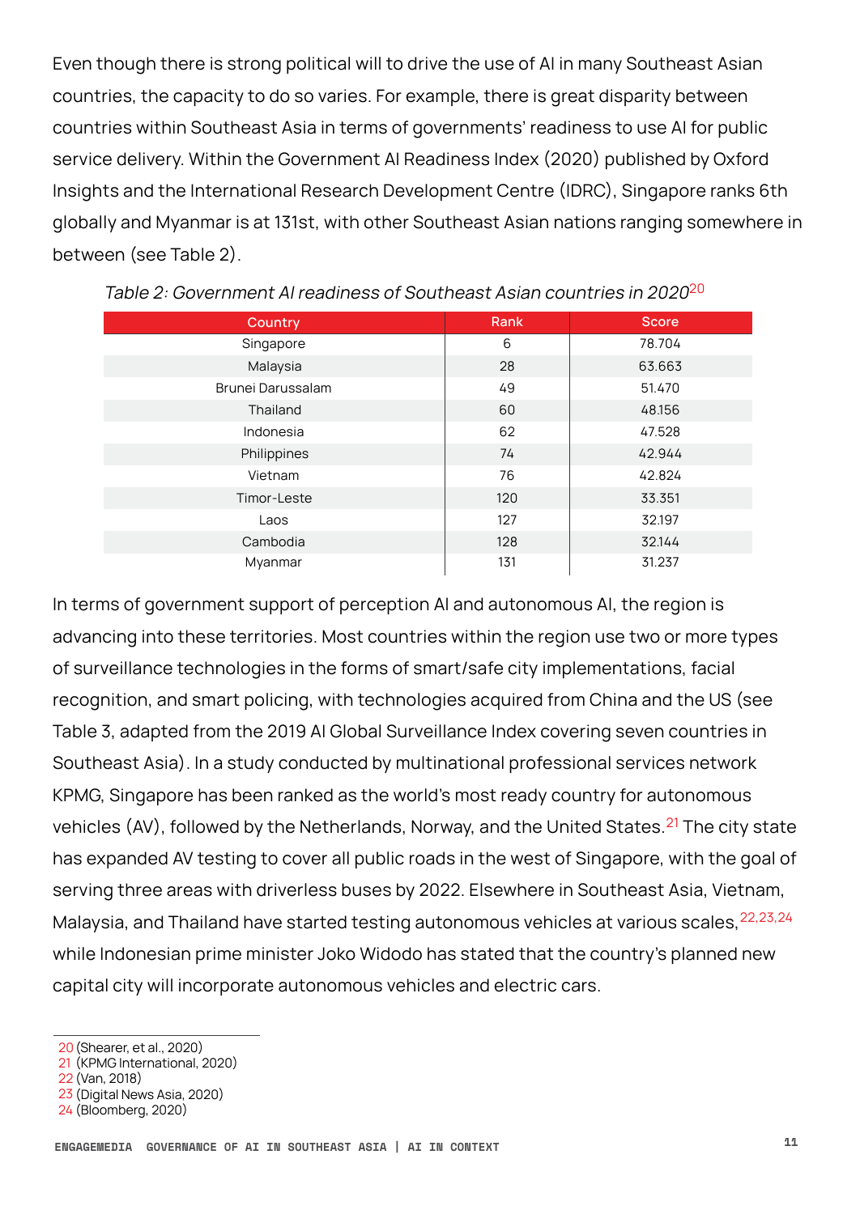Even though there is strong political will to drive the use of AI in many Southeast Asian countries, the capacity to do so varies. For example, there is great disparity between countries within Southeast Asia in terms of governments' readiness to use AI for public service delivery. Within the Government AI Readiness Index (2020) published by Oxford Insights and the International Research Development Centre (IDRC), Singapore ranks 6th globally and Myanmar is at 131st, with other Southeast Asian nations ranging somewhere in between (see Table 2).

*Table 2: Government AI readiness of Southeast Asian countries in 2020*[20]

| Country | Rank | Score |
|---|---|---|
| Singapore | 6 | 78.704 |
| Malaysia | 28 | 63.663 |
| Brunei Darussalam | 49 | 51.470 |
| Thailand | 60 | 48.156 |
| Indonesia | 62 | 47.528 |
| Philippines | 74 | 42.944 |
| Vietnam | 76 | 42.824 |
| Timor-Leste | 120 | 33.351 |
| Laos | 127 | 32.197 |
| Cambodia | 128 | 32.144 |
| Myanmar | 131 | 31.237 |

In terms of government support of perception AI and autonomous AI, the region is advancing into these territories. Most countries within the region use two or more types of surveillance technologies in the forms of smart/safe city implementations, facial recognition, and smart policing, with technologies acquired from China and the US (see Table 3, adapted from the 2019 AI Global Surveillance Index covering seven countries in Southeast Asia). In a study conducted by multinational professional services network KPMG, Singapore has been ranked as the world's most ready country for autonomous vehicles (AV), followed by the Netherlands, Norway, and the United States.[21] The city state has expanded AV testing to cover all public roads in the west of Singapore, with the goal of serving three areas with driverless buses by 2022. Elsewhere in Southeast Asia, Vietnam, Malaysia, and Thailand have started testing autonomous vehicles at various scales,[22,23,24] while Indonesian prime minister Joko Widodo has stated that the country's planned new capital city will incorporate autonomous vehicles and electric cars.

20 (Shearer, et al., 2020)
21 (KPMG International, 2020)
22 (Van, 2018)
23 (Digital News Asia, 2020)
24 (Bloomberg, 2020)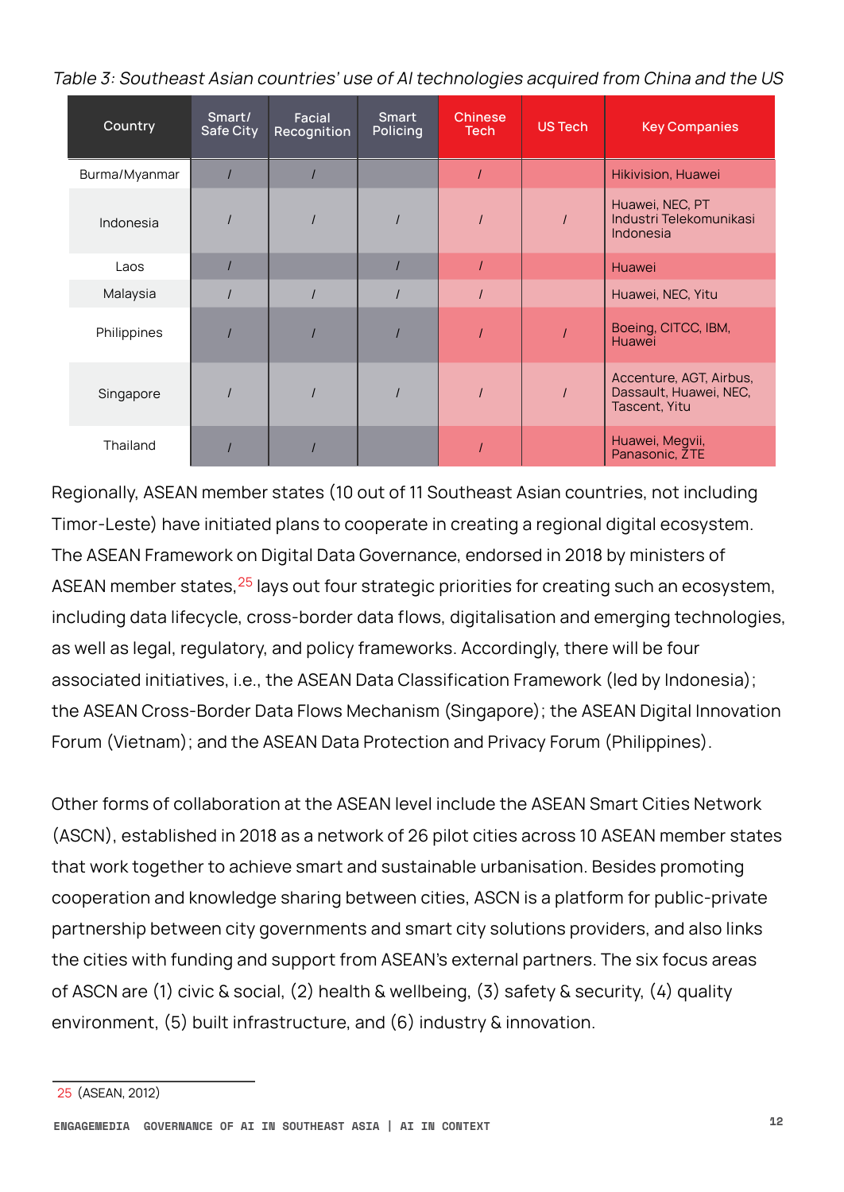*Table 3: Southeast Asian countries' use of AI technologies acquired from China and the US*

| Country | Smart/ Safe City | Facial Recognition | Smart Policing | Chinese Tech | US Tech | Key Companies |
|---|---|---|---|---|---|---|
| Burma/Myanmar | / | / | | / | | Hikivision, Huawei |
| Indonesia | / | / | / | / | / | Huawei, NEC, PT Industri Telekomunikasi Indonesia |
| Laos | / | | / | / | | Huawei |
| Malaysia | / | / | / | / | | Huawei, NEC, Yitu |
| Philippines | / | / | / | / | / | Boeing, CITCC, IBM, Huawei |
| Singapore | / | / | / | / | / | Accenture, AGT, Airbus, Dassault, Huawei, NEC, Tascent, Yitu |
| Thailand | / | / | | / | | Huawei, Megvii, Panasonic, ZTE |

Regionally, ASEAN member states (10 out of 11 Southeast Asian countries, not including Timor-Leste) have initiated plans to cooperate in creating a regional digital ecosystem. The ASEAN Framework on Digital Data Governance, endorsed in 2018 by ministers of ASEAN member states,[25] lays out four strategic priorities for creating such an ecosystem, including data lifecycle, cross-border data flows, digitalisation and emerging technologies, as well as legal, regulatory, and policy frameworks. Accordingly, there will be four associated initiatives, i.e., the ASEAN Data Classification Framework (led by Indonesia); the ASEAN Cross-Border Data Flows Mechanism (Singapore); the ASEAN Digital Innovation Forum (Vietnam); and the ASEAN Data Protection and Privacy Forum (Philippines).

Other forms of collaboration at the ASEAN level include the ASEAN Smart Cities Network (ASCN), established in 2018 as a network of 26 pilot cities across 10 ASEAN member states that work together to achieve smart and sustainable urbanisation. Besides promoting cooperation and knowledge sharing between cities, ASCN is a platform for public-private partnership between city governments and smart city solutions providers, and also links the cities with funding and support from ASEAN's external partners. The six focus areas of ASCN are (1) civic & social, (2) health & wellbeing, (3) safety & security, (4) quality environment, (5) built infrastructure, and (6) industry & innovation.

---

25 (ASEAN, 2012)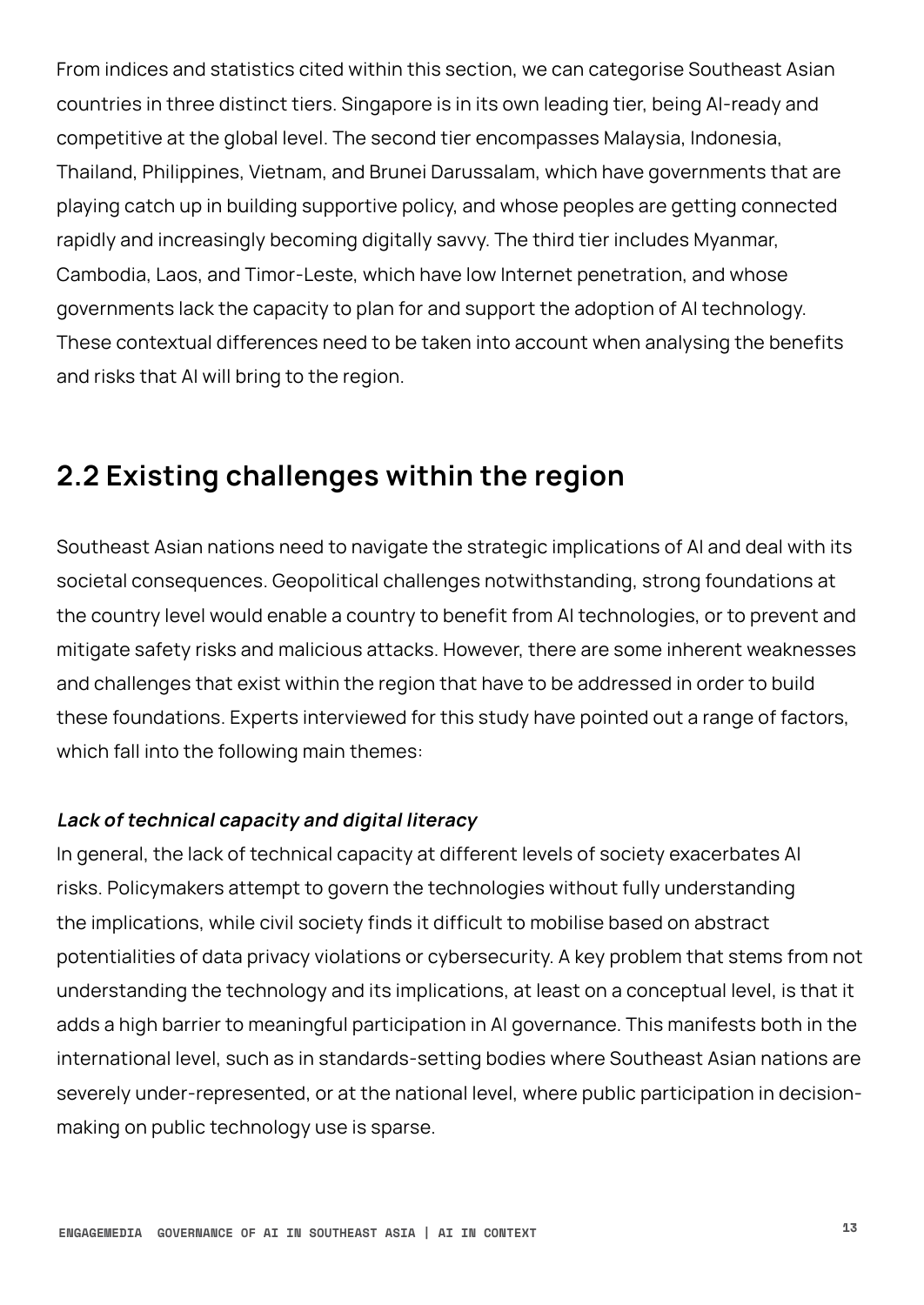From indices and statistics cited within this section, we can categorise Southeast Asian countries in three distinct tiers. Singapore is in its own leading tier, being AI-ready and competitive at the global level. The second tier encompasses Malaysia, Indonesia, Thailand, Philippines, Vietnam, and Brunei Darussalam, which have governments that are playing catch up in building supportive policy, and whose peoples are getting connected rapidly and increasingly becoming digitally savvy. The third tier includes Myanmar, Cambodia, Laos, and Timor-Leste, which have low Internet penetration, and whose governments lack the capacity to plan for and support the adoption of AI technology. These contextual differences need to be taken into account when analysing the benefits and risks that AI will bring to the region.

## 2.2 Existing challenges within the region

Southeast Asian nations need to navigate the strategic implications of AI and deal with its societal consequences. Geopolitical challenges notwithstanding, strong foundations at the country level would enable a country to benefit from AI technologies, or to prevent and mitigate safety risks and malicious attacks. However, there are some inherent weaknesses and challenges that exist within the region that have to be addressed in order to build these foundations. Experts interviewed for this study have pointed out a range of factors, which fall into the following main themes:

***Lack of technical capacity and digital literacy***

In general, the lack of technical capacity at different levels of society exacerbates AI risks. Policymakers attempt to govern the technologies without fully understanding the implications, while civil society finds it difficult to mobilise based on abstract potentialities of data privacy violations or cybersecurity. A key problem that stems from not understanding the technology and its implications, at least on a conceptual level, is that it adds a high barrier to meaningful participation in AI governance. This manifests both in the international level, such as in standards-setting bodies where Southeast Asian nations are severely under-represented, or at the national level, where public participation in decision-making on public technology use is sparse.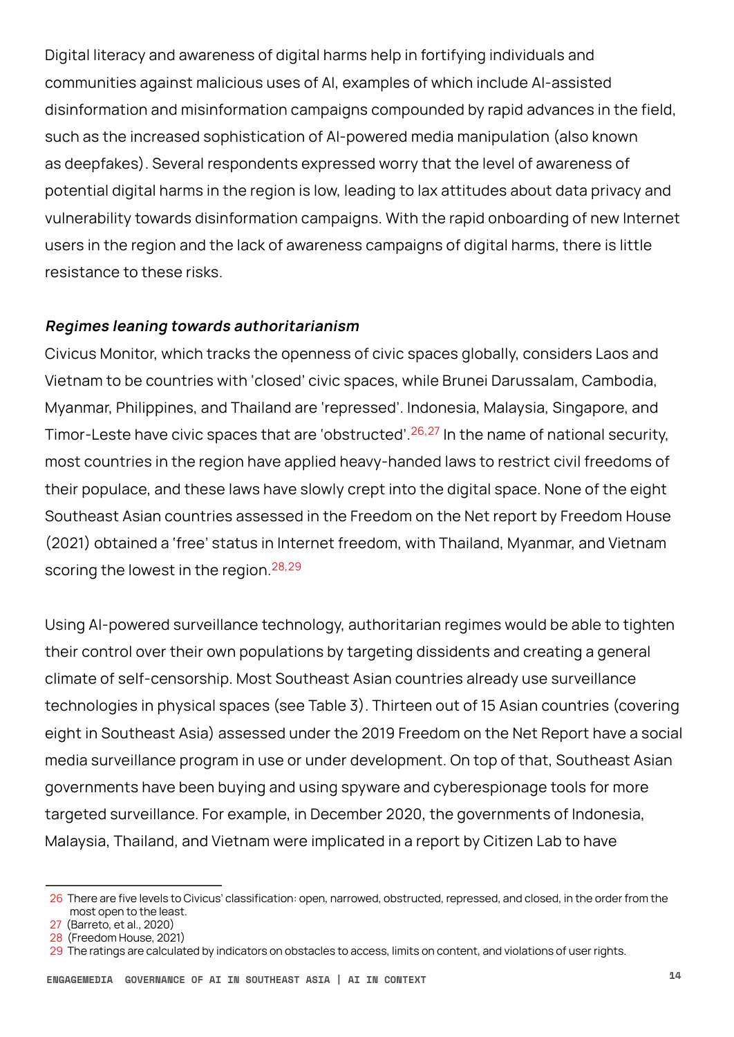Digital literacy and awareness of digital harms help in fortifying individuals and communities against malicious uses of AI, examples of which include AI-assisted disinformation and misinformation campaigns compounded by rapid advances in the field, such as the increased sophistication of AI-powered media manipulation (also known as deepfakes). Several respondents expressed worry that the level of awareness of potential digital harms in the region is low, leading to lax attitudes about data privacy and vulnerability towards disinformation campaigns. With the rapid onboarding of new Internet users in the region and the lack of awareness campaigns of digital harms, there is little resistance to these risks.

***Regimes leaning towards authoritarianism***

Civicus Monitor, which tracks the openness of civic spaces globally, considers Laos and Vietnam to be countries with 'closed' civic spaces, while Brunei Darussalam, Cambodia, Myanmar, Philippines, and Thailand are 'repressed'. Indonesia, Malaysia, Singapore, and Timor-Leste have civic spaces that are 'obstructed'.[26,27] In the name of national security, most countries in the region have applied heavy-handed laws to restrict civil freedoms of their populace, and these laws have slowly crept into the digital space. None of the eight Southeast Asian countries assessed in the Freedom on the Net report by Freedom House (2021) obtained a 'free' status in Internet freedom, with Thailand, Myanmar, and Vietnam scoring the lowest in the region.[28,29]

Using AI-powered surveillance technology, authoritarian regimes would be able to tighten their control over their own populations by targeting dissidents and creating a general climate of self-censorship. Most Southeast Asian countries already use surveillance technologies in physical spaces (see Table 3). Thirteen out of 15 Asian countries (covering eight in Southeast Asia) assessed under the 2019 Freedom on the Net Report have a social media surveillance program in use or under development. On top of that, Southeast Asian governments have been buying and using spyware and cyberespionage tools for more targeted surveillance. For example, in December 2020, the governments of Indonesia, Malaysia, Thailand, and Vietnam were implicated in a report by Citizen Lab to have

---

26 There are five levels to Civicus' classification: open, narrowed, obstructed, repressed, and closed, in the order from the most open to the least.

27 (Barreto, et al., 2020)

28 (Freedom House, 2021)

29 The ratings are calculated by indicators on obstacles to access, limits on content, and violations of user rights.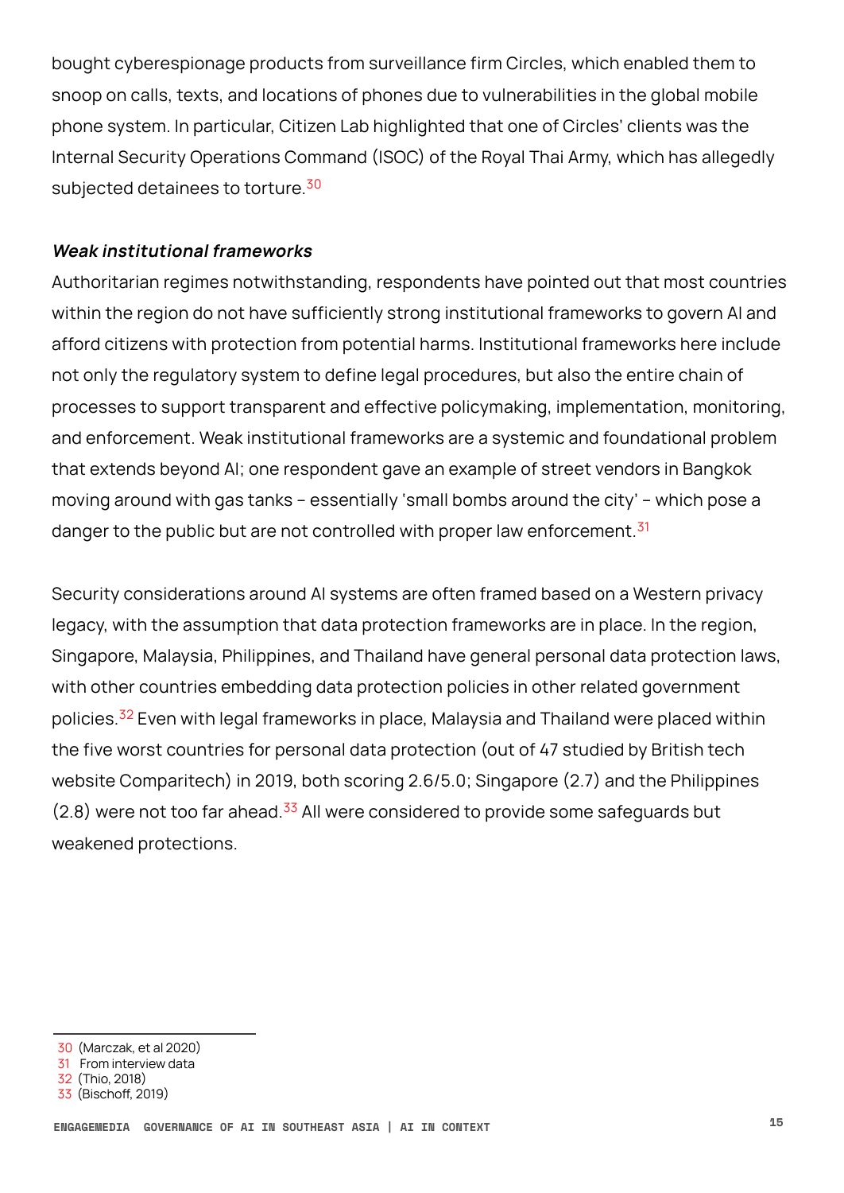bought cyberespionage products from surveillance firm Circles, which enabled them to snoop on calls, texts, and locations of phones due to vulnerabilities in the global mobile phone system. In particular, Citizen Lab highlighted that one of Circles' clients was the Internal Security Operations Command (ISOC) of the Royal Thai Army, which has allegedly subjected detainees to torture.[30]

***Weak institutional frameworks***

Authoritarian regimes notwithstanding, respondents have pointed out that most countries within the region do not have sufficiently strong institutional frameworks to govern AI and afford citizens with protection from potential harms. Institutional frameworks here include not only the regulatory system to define legal procedures, but also the entire chain of processes to support transparent and effective policymaking, implementation, monitoring, and enforcement. Weak institutional frameworks are a systemic and foundational problem that extends beyond AI; one respondent gave an example of street vendors in Bangkok moving around with gas tanks – essentially 'small bombs around the city' – which pose a danger to the public but are not controlled with proper law enforcement.[31]

Security considerations around AI systems are often framed based on a Western privacy legacy, with the assumption that data protection frameworks are in place. In the region, Singapore, Malaysia, Philippines, and Thailand have general personal data protection laws, with other countries embedding data protection policies in other related government policies.[32] Even with legal frameworks in place, Malaysia and Thailand were placed within the five worst countries for personal data protection (out of 47 studied by British tech website Comparitech) in 2019, both scoring 2.6/5.0; Singapore (2.7) and the Philippines (2.8) were not too far ahead.[33] All were considered to provide some safeguards but weakened protections.

---

30 (Marczak, et al 2020)
31 From interview data
32 (Thio, 2018)
33 (Bischoff, 2019)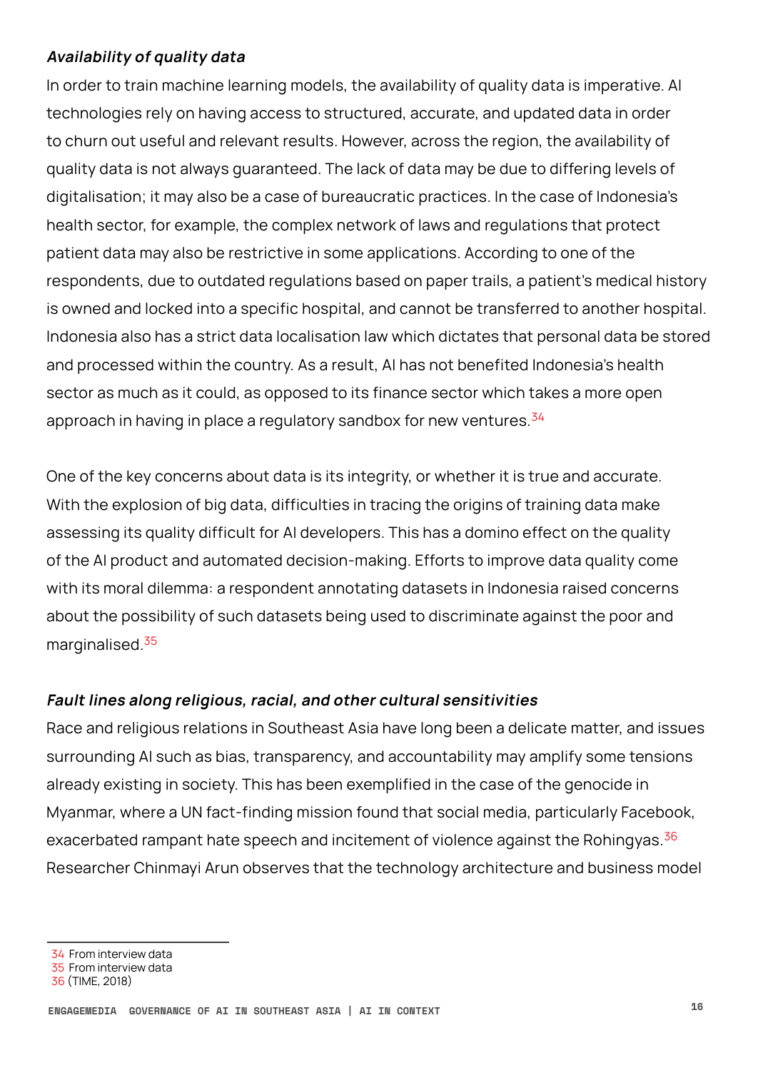***Availability of quality data***

In order to train machine learning models, the availability of quality data is imperative. AI technologies rely on having access to structured, accurate, and updated data in order to churn out useful and relevant results. However, across the region, the availability of quality data is not always guaranteed. The lack of data may be due to differing levels of digitalisation; it may also be a case of bureaucratic practices. In the case of Indonesia's health sector, for example, the complex network of laws and regulations that protect patient data may also be restrictive in some applications. According to one of the respondents, due to outdated regulations based on paper trails, a patient's medical history is owned and locked into a specific hospital, and cannot be transferred to another hospital. Indonesia also has a strict data localisation law which dictates that personal data be stored and processed within the country. As a result, AI has not benefited Indonesia's health sector as much as it could, as opposed to its finance sector which takes a more open approach in having in place a regulatory sandbox for new ventures.[34]

One of the key concerns about data is its integrity, or whether it is true and accurate. With the explosion of big data, difficulties in tracing the origins of training data make assessing its quality difficult for AI developers. This has a domino effect on the quality of the AI product and automated decision-making. Efforts to improve data quality come with its moral dilemma: a respondent annotating datasets in Indonesia raised concerns about the possibility of such datasets being used to discriminate against the poor and marginalised.[35]

***Fault lines along religious, racial, and other cultural sensitivities***

Race and religious relations in Southeast Asia have long been a delicate matter, and issues surrounding AI such as bias, transparency, and accountability may amplify some tensions already existing in society. This has been exemplified in the case of the genocide in Myanmar, where a UN fact-finding mission found that social media, particularly Facebook, exacerbated rampant hate speech and incitement of violence against the Rohingyas.[36] Researcher Chinmayi Arun observes that the technology architecture and business model

[34] From interview data
[35] From interview data
[36] (TIME, 2018)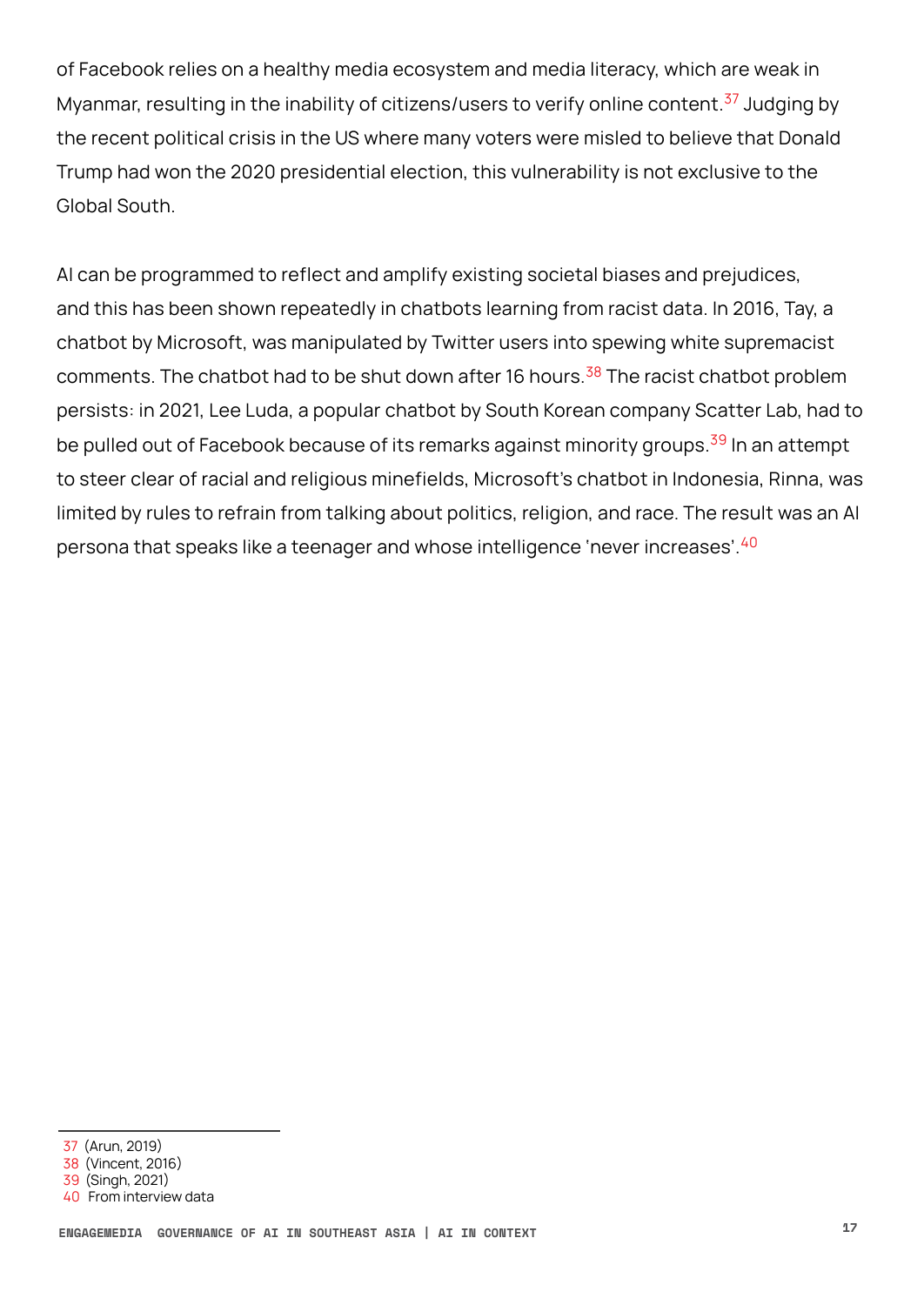of Facebook relies on a healthy media ecosystem and media literacy, which are weak in Myanmar, resulting in the inability of citizens/users to verify online content.[37] Judging by the recent political crisis in the US where many voters were misled to believe that Donald Trump had won the 2020 presidential election, this vulnerability is not exclusive to the Global South.

AI can be programmed to reflect and amplify existing societal biases and prejudices, and this has been shown repeatedly in chatbots learning from racist data. In 2016, Tay, a chatbot by Microsoft, was manipulated by Twitter users into spewing white supremacist comments. The chatbot had to be shut down after 16 hours.[38] The racist chatbot problem persists: in 2021, Lee Luda, a popular chatbot by South Korean company Scatter Lab, had to be pulled out of Facebook because of its remarks against minority groups.[39] In an attempt to steer clear of racial and religious minefields, Microsoft's chatbot in Indonesia, Rinna, was limited by rules to refrain from talking about politics, religion, and race. The result was an AI persona that speaks like a teenager and whose intelligence 'never increases'.[40]

---

37 (Arun, 2019)
38 (Vincent, 2016)
39 (Singh, 2021)
40 From interview data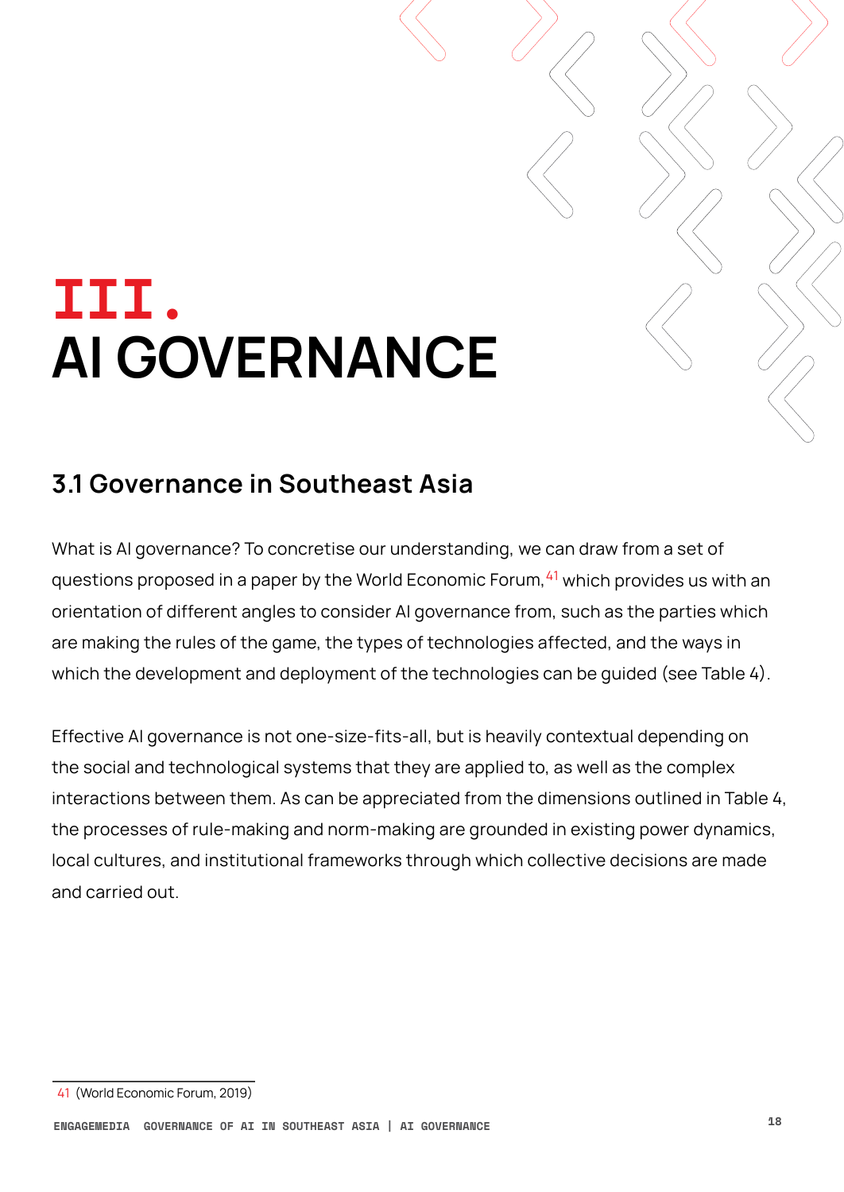# III. AI GOVERNANCE

## 3.1 Governance in Southeast Asia

What is AI governance? To concretise our understanding, we can draw from a set of questions proposed in a paper by the World Economic Forum,[41] which provides us with an orientation of different angles to consider AI governance from, such as the parties which are making the rules of the game, the types of technologies affected, and the ways in which the development and deployment of the technologies can be guided (see Table 4).

Effective AI governance is not one-size-fits-all, but is heavily contextual depending on the social and technological systems that they are applied to, as well as the complex interactions between them. As can be appreciated from the dimensions outlined in Table 4, the processes of rule-making and norm-making are grounded in existing power dynamics, local cultures, and institutional frameworks through which collective decisions are made and carried out.

---

41 (World Economic Forum, 2019)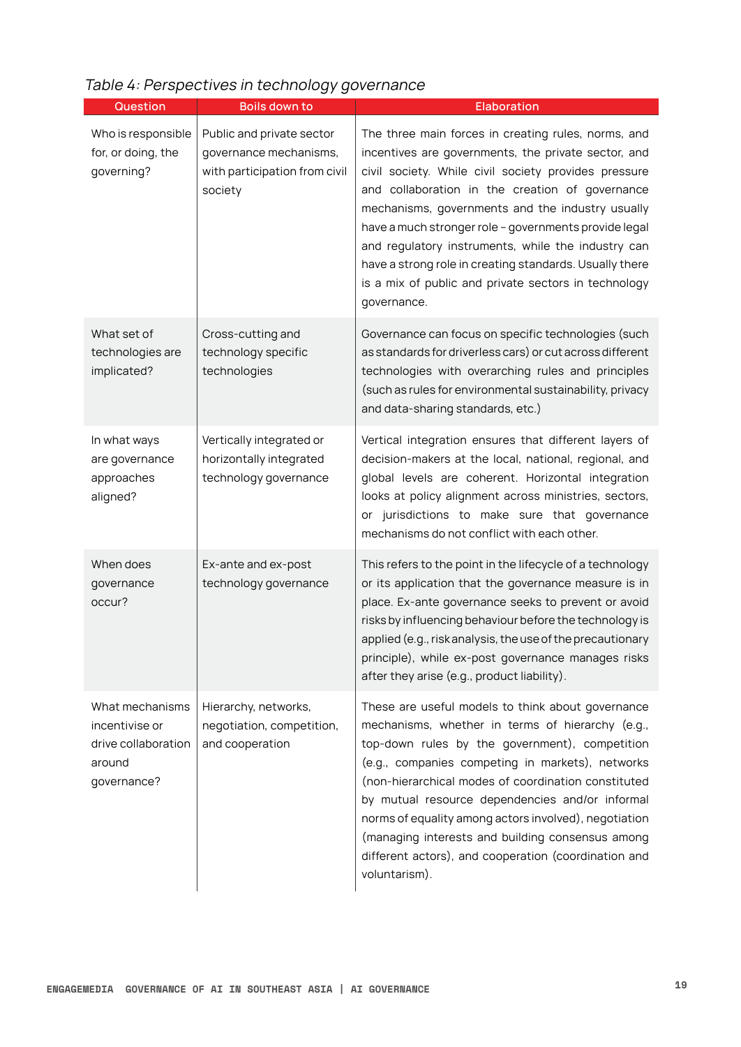*Table 4: Perspectives in technology governance*

| Question | Boils down to | Elaboration |
|---|---|---|
| Who is responsible for, or doing, the governing? | Public and private sector governance mechanisms, with participation from civil society | The three main forces in creating rules, norms, and incentives are governments, the private sector, and civil society. While civil society provides pressure and collaboration in the creation of governance mechanisms, governments and the industry usually have a much stronger role – governments provide legal and regulatory instruments, while the industry can have a strong role in creating standards. Usually there is a mix of public and private sectors in technology governance. |
| What set of technologies are implicated? | Cross-cutting and technology specific technologies | Governance can focus on specific technologies (such as standards for driverless cars) or cut across different technologies with overarching rules and principles (such as rules for environmental sustainability, privacy and data-sharing standards, etc.) |
| In what ways are governance approaches aligned? | Vertically integrated or horizontally integrated technology governance | Vertical integration ensures that different layers of decision-makers at the local, national, regional, and global levels are coherent. Horizontal integration looks at policy alignment across ministries, sectors, or jurisdictions to make sure that governance mechanisms do not conflict with each other. |
| When does governance occur? | Ex-ante and ex-post technology governance | This refers to the point in the lifecycle of a technology or its application that the governance measure is in place. Ex-ante governance seeks to prevent or avoid risks by influencing behaviour before the technology is applied (e.g., risk analysis, the use of the precautionary principle), while ex-post governance manages risks after they arise (e.g., product liability). |
| What mechanisms incentivise or drive collaboration around governance? | Hierarchy, networks, negotiation, competition, and cooperation | These are useful models to think about governance mechanisms, whether in terms of hierarchy (e.g., top-down rules by the government), competition (e.g., companies competing in markets), networks (non-hierarchical modes of coordination constituted by mutual resource dependencies and/or informal norms of equality among actors involved), negotiation (managing interests and building consensus among different actors), and cooperation (coordination and voluntarism). |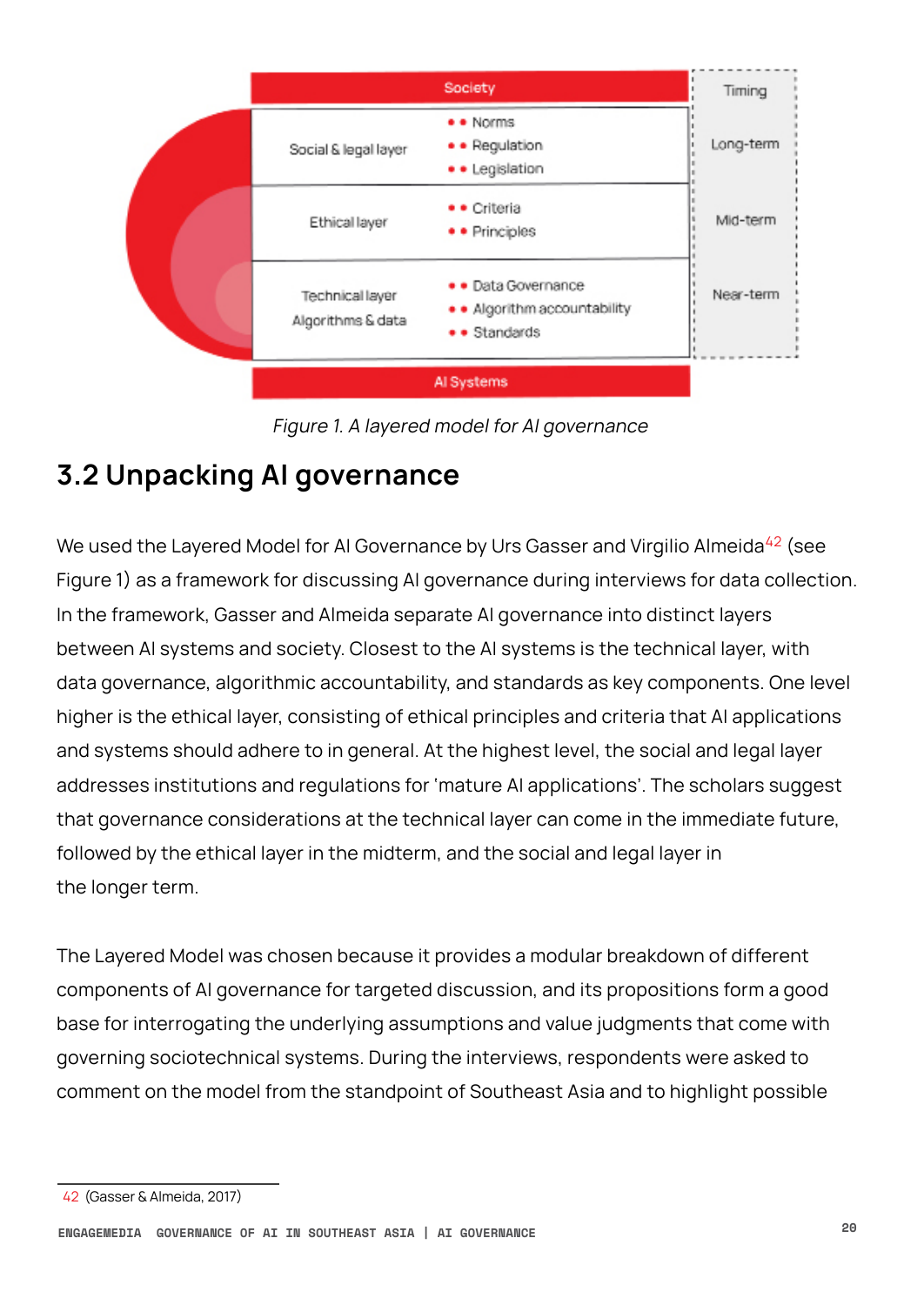| Society | | Timing |
|---|---|---|
| Social & legal layer | • Norms<br>• Regulation<br>• Legislation | Long-term |
| Ethical layer | • Criteria<br>• Principles | Mid-term |
| Technical layer<br>Algorithms & data | • Data Governance<br>• Algorithm accountability<br>• Standards | Near-term |
| AI Systems | | |

*Figure 1. A layered model for AI governance*

## 3.2 Unpacking AI governance

We used the Layered Model for AI Governance by Urs Gasser and Virgilio Almeida[42] (see Figure 1) as a framework for discussing AI governance during interviews for data collection. In the framework, Gasser and Almeida separate AI governance into distinct layers between AI systems and society. Closest to the AI systems is the technical layer, with data governance, algorithmic accountability, and standards as key components. One level higher is the ethical layer, consisting of ethical principles and criteria that AI applications and systems should adhere to in general. At the highest level, the social and legal layer addresses institutions and regulations for 'mature AI applications'. The scholars suggest that governance considerations at the technical layer can come in the immediate future, followed by the ethical layer in the midterm, and the social and legal layer in the longer term.

The Layered Model was chosen because it provides a modular breakdown of different components of AI governance for targeted discussion, and its propositions form a good base for interrogating the underlying assumptions and value judgments that come with governing sociotechnical systems. During the interviews, respondents were asked to comment on the model from the standpoint of Southeast Asia and to highlight possible

---

42 (Gasser & Almeida, 2017)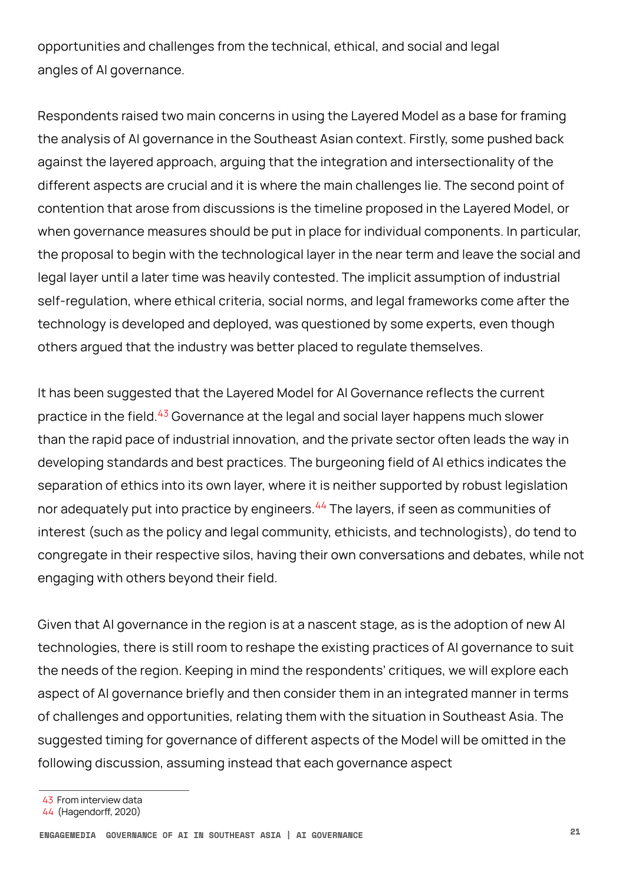opportunities and challenges from the technical, ethical, and social and legal angles of AI governance.

Respondents raised two main concerns in using the Layered Model as a base for framing the analysis of AI governance in the Southeast Asian context. Firstly, some pushed back against the layered approach, arguing that the integration and intersectionality of the different aspects are crucial and it is where the main challenges lie. The second point of contention that arose from discussions is the timeline proposed in the Layered Model, or when governance measures should be put in place for individual components. In particular, the proposal to begin with the technological layer in the near term and leave the social and legal layer until a later time was heavily contested. The implicit assumption of industrial self-regulation, where ethical criteria, social norms, and legal frameworks come after the technology is developed and deployed, was questioned by some experts, even though others argued that the industry was better placed to regulate themselves.

It has been suggested that the Layered Model for AI Governance reflects the current practice in the field.[43] Governance at the legal and social layer happens much slower than the rapid pace of industrial innovation, and the private sector often leads the way in developing standards and best practices. The burgeoning field of AI ethics indicates the separation of ethics into its own layer, where it is neither supported by robust legislation nor adequately put into practice by engineers.[44] The layers, if seen as communities of interest (such as the policy and legal community, ethicists, and technologists), do tend to congregate in their respective silos, having their own conversations and debates, while not engaging with others beyond their field.

Given that AI governance in the region is at a nascent stage, as is the adoption of new AI technologies, there is still room to reshape the existing practices of AI governance to suit the needs of the region. Keeping in mind the respondents' critiques, we will explore each aspect of AI governance briefly and then consider them in an integrated manner in terms of challenges and opportunities, relating them with the situation in Southeast Asia. The suggested timing for governance of different aspects of the Model will be omitted in the following discussion, assuming instead that each governance aspect

[43] From interview data

[44] (Hagendorff, 2020)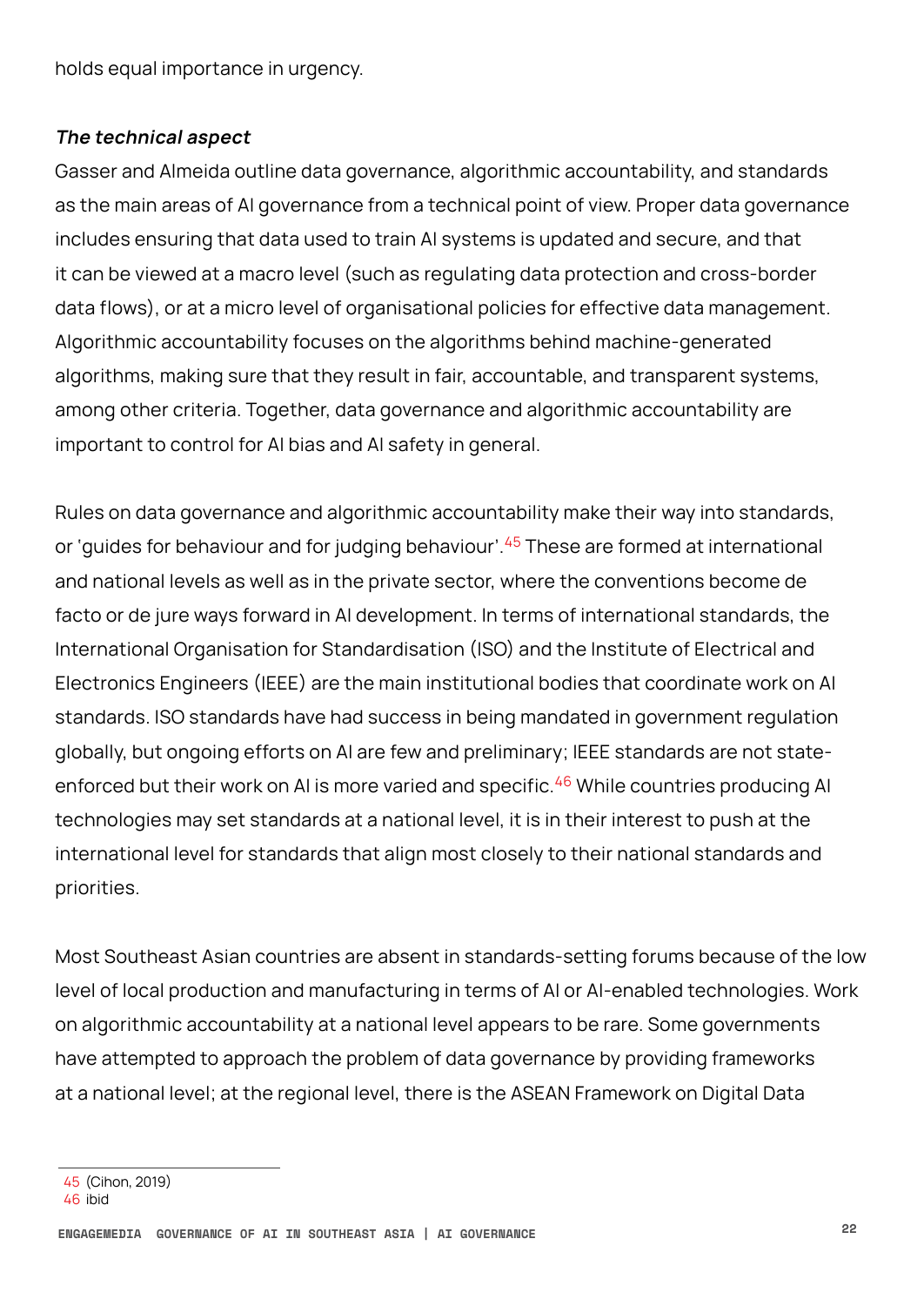holds equal importance in urgency.

***The technical aspect***

Gasser and Almeida outline data governance, algorithmic accountability, and standards as the main areas of AI governance from a technical point of view. Proper data governance includes ensuring that data used to train AI systems is updated and secure, and that it can be viewed at a macro level (such as regulating data protection and cross-border data flows), or at a micro level of organisational policies for effective data management. Algorithmic accountability focuses on the algorithms behind machine-generated algorithms, making sure that they result in fair, accountable, and transparent systems, among other criteria. Together, data governance and algorithmic accountability are important to control for AI bias and AI safety in general.

Rules on data governance and algorithmic accountability make their way into standards, or 'guides for behaviour and for judging behaviour'.[45] These are formed at international and national levels as well as in the private sector, where the conventions become de facto or de jure ways forward in AI development. In terms of international standards, the International Organisation for Standardisation (ISO) and the Institute of Electrical and Electronics Engineers (IEEE) are the main institutional bodies that coordinate work on AI standards. ISO standards have had success in being mandated in government regulation globally, but ongoing efforts on AI are few and preliminary; IEEE standards are not state-enforced but their work on AI is more varied and specific.[46] While countries producing AI technologies may set standards at a national level, it is in their interest to push at the international level for standards that align most closely to their national standards and priorities.

Most Southeast Asian countries are absent in standards-setting forums because of the low level of local production and manufacturing in terms of AI or AI-enabled technologies. Work on algorithmic accountability at a national level appears to be rare. Some governments have attempted to approach the problem of data governance by providing frameworks at a national level; at the regional level, there is the ASEAN Framework on Digital Data

[45] (Cihon, 2019)
[46] ibid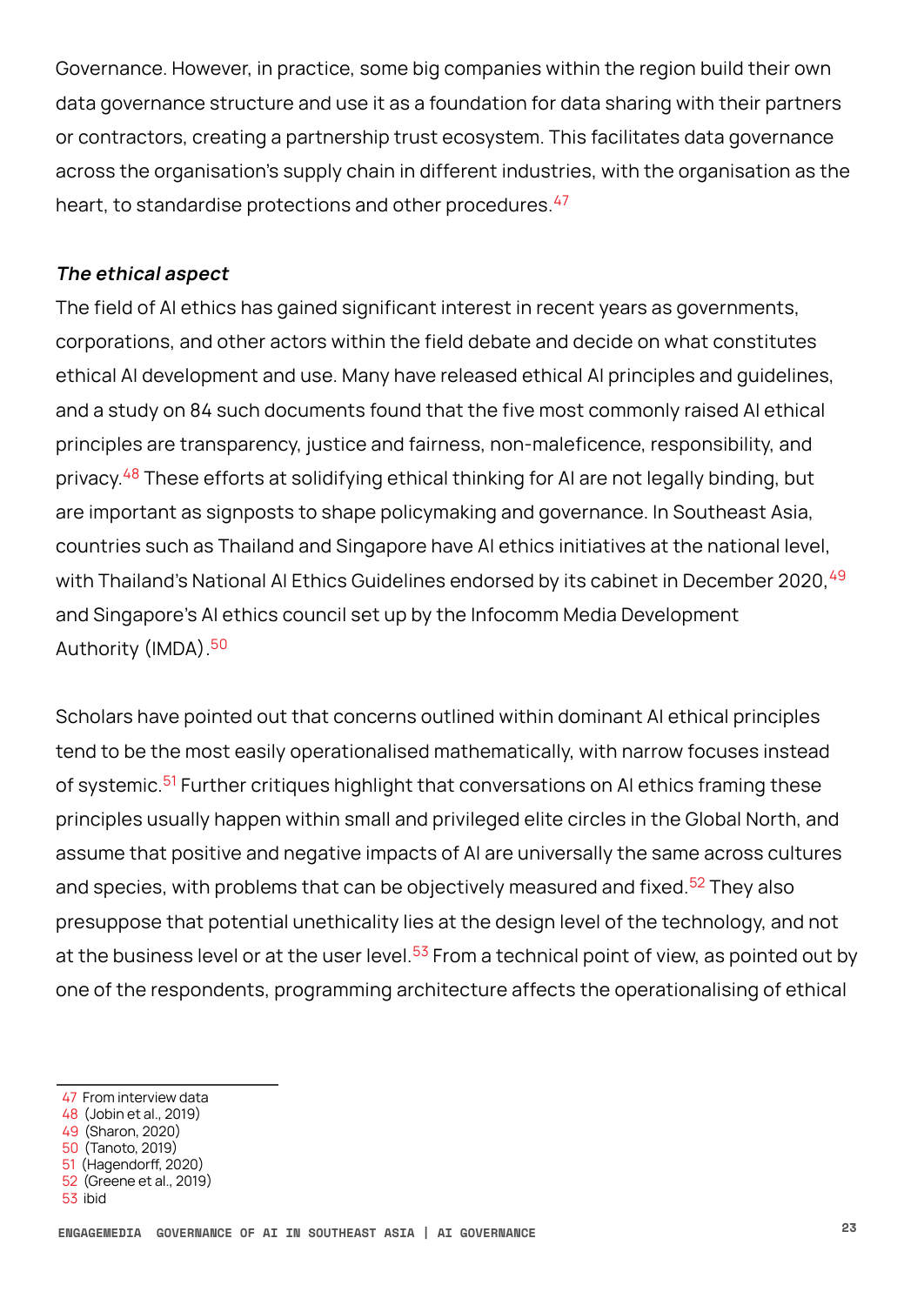Governance. However, in practice, some big companies within the region build their own data governance structure and use it as a foundation for data sharing with their partners or contractors, creating a partnership trust ecosystem. This facilitates data governance across the organisation's supply chain in different industries, with the organisation as the heart, to standardise protections and other procedures.[47]

***The ethical aspect***

The field of AI ethics has gained significant interest in recent years as governments, corporations, and other actors within the field debate and decide on what constitutes ethical AI development and use. Many have released ethical AI principles and guidelines, and a study on 84 such documents found that the five most commonly raised AI ethical principles are transparency, justice and fairness, non-maleficence, responsibility, and privacy.[48] These efforts at solidifying ethical thinking for AI are not legally binding, but are important as signposts to shape policymaking and governance. In Southeast Asia, countries such as Thailand and Singapore have AI ethics initiatives at the national level, with Thailand's National AI Ethics Guidelines endorsed by its cabinet in December 2020,[49] and Singapore's AI ethics council set up by the Infocomm Media Development Authority (IMDA).[50]

Scholars have pointed out that concerns outlined within dominant AI ethical principles tend to be the most easily operationalised mathematically, with narrow focuses instead of systemic.[51] Further critiques highlight that conversations on AI ethics framing these principles usually happen within small and privileged elite circles in the Global North, and assume that positive and negative impacts of AI are universally the same across cultures and species, with problems that can be objectively measured and fixed.[52] They also presuppose that potential unethicality lies at the design level of the technology, and not at the business level or at the user level.[53] From a technical point of view, as pointed out by one of the respondents, programming architecture affects the operationalising of ethical

47 From interview data
48 (Jobin et al., 2019)
49 (Sharon, 2020)
50 (Tanoto, 2019)
51 (Hagendorff, 2020)
52 (Greene et al., 2019)
53 ibid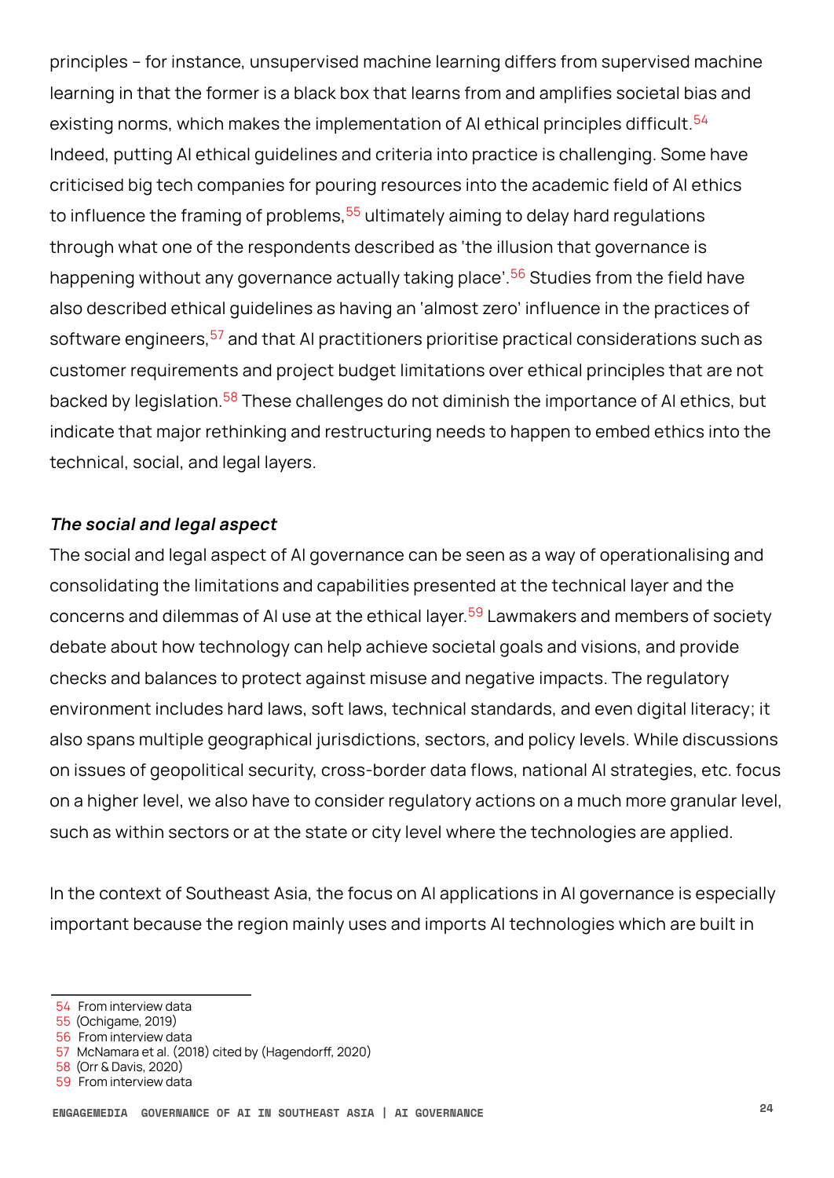principles – for instance, unsupervised machine learning differs from supervised machine learning in that the former is a black box that learns from and amplifies societal bias and existing norms, which makes the implementation of AI ethical principles difficult.[54] Indeed, putting AI ethical guidelines and criteria into practice is challenging. Some have criticised big tech companies for pouring resources into the academic field of AI ethics to influence the framing of problems,[55] ultimately aiming to delay hard regulations through what one of the respondents described as 'the illusion that governance is happening without any governance actually taking place'.[56] Studies from the field have also described ethical guidelines as having an 'almost zero' influence in the practices of software engineers,[57] and that AI practitioners prioritise practical considerations such as customer requirements and project budget limitations over ethical principles that are not backed by legislation.[58] These challenges do not diminish the importance of AI ethics, but indicate that major rethinking and restructuring needs to happen to embed ethics into the technical, social, and legal layers.

***The social and legal aspect***

The social and legal aspect of AI governance can be seen as a way of operationalising and consolidating the limitations and capabilities presented at the technical layer and the concerns and dilemmas of AI use at the ethical layer.[59] Lawmakers and members of society debate about how technology can help achieve societal goals and visions, and provide checks and balances to protect against misuse and negative impacts. The regulatory environment includes hard laws, soft laws, technical standards, and even digital literacy; it also spans multiple geographical jurisdictions, sectors, and policy levels. While discussions on issues of geopolitical security, cross-border data flows, national AI strategies, etc. focus on a higher level, we also have to consider regulatory actions on a much more granular level, such as within sectors or at the state or city level where the technologies are applied.

In the context of Southeast Asia, the focus on AI applications in AI governance is especially important because the region mainly uses and imports AI technologies which are built in

54 From interview data
55 (Ochigame, 2019)
56 From interview data
57 McNamara et al. (2018) cited by (Hagendorff, 2020)
58 (Orr & Davis, 2020)
59 From interview data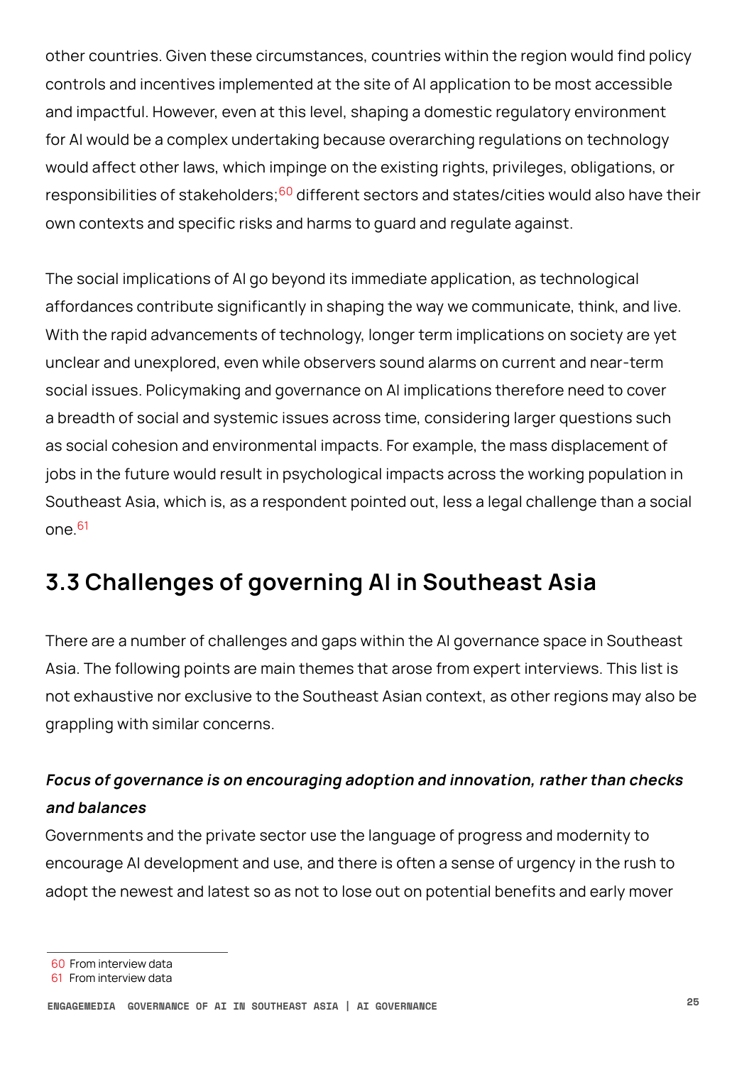other countries. Given these circumstances, countries within the region would find policy controls and incentives implemented at the site of AI application to be most accessible and impactful. However, even at this level, shaping a domestic regulatory environment for AI would be a complex undertaking because overarching regulations on technology would affect other laws, which impinge on the existing rights, privileges, obligations, or responsibilities of stakeholders;[60] different sectors and states/cities would also have their own contexts and specific risks and harms to guard and regulate against.

The social implications of AI go beyond its immediate application, as technological affordances contribute significantly in shaping the way we communicate, think, and live. With the rapid advancements of technology, longer term implications on society are yet unclear and unexplored, even while observers sound alarms on current and near-term social issues. Policymaking and governance on AI implications therefore need to cover a breadth of social and systemic issues across time, considering larger questions such as social cohesion and environmental impacts. For example, the mass displacement of jobs in the future would result in psychological impacts across the working population in Southeast Asia, which is, as a respondent pointed out, less a legal challenge than a social one.[61]

## 3.3 Challenges of governing AI in Southeast Asia

There are a number of challenges and gaps within the AI governance space in Southeast Asia. The following points are main themes that arose from expert interviews. This list is not exhaustive nor exclusive to the Southeast Asian context, as other regions may also be grappling with similar concerns.

***Focus of governance is on encouraging adoption and innovation, rather than checks and balances***

Governments and the private sector use the language of progress and modernity to encourage AI development and use, and there is often a sense of urgency in the rush to adopt the newest and latest so as not to lose out on potential benefits and early mover

---

60 From interview data

61 From interview data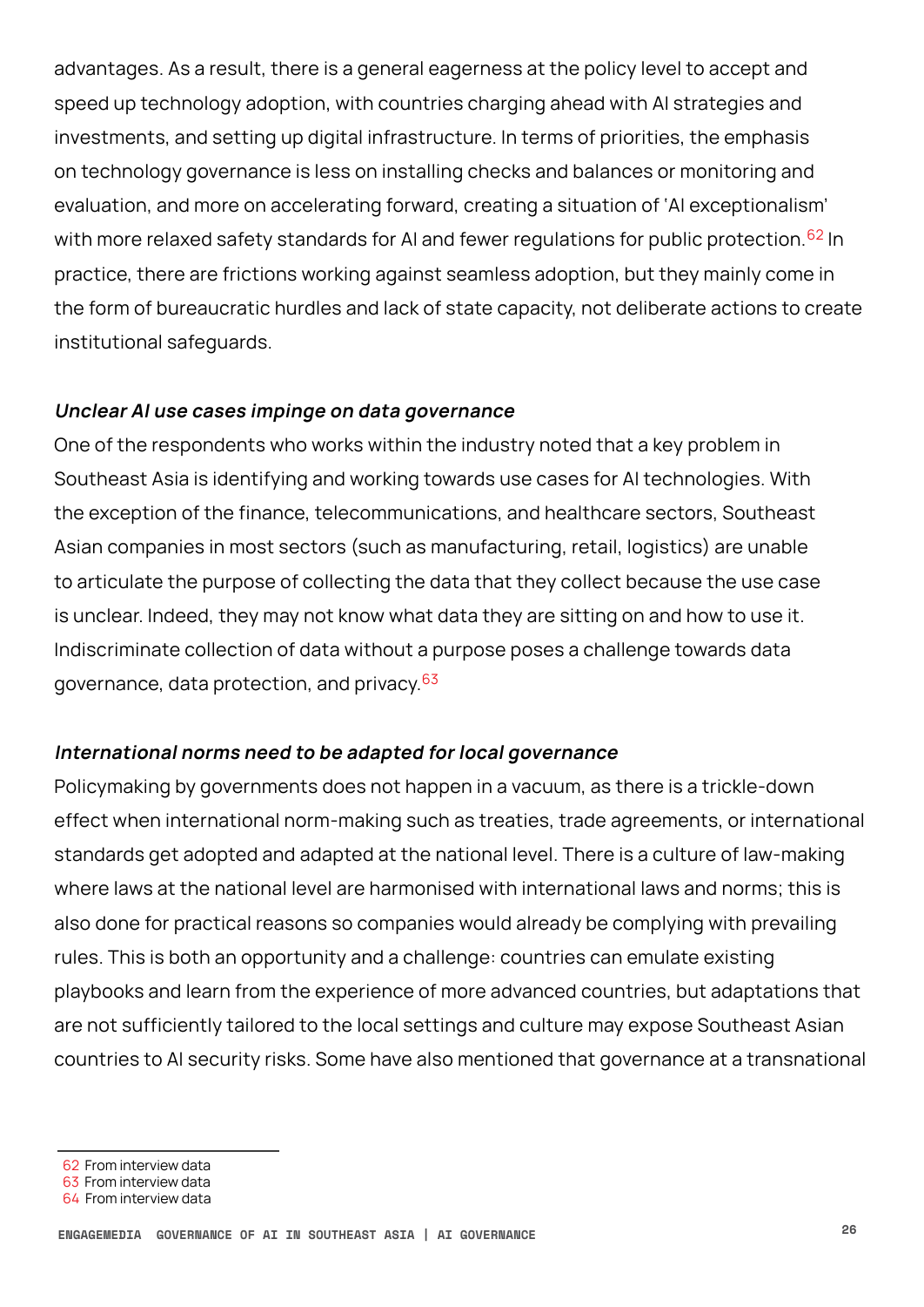advantages. As a result, there is a general eagerness at the policy level to accept and speed up technology adoption, with countries charging ahead with AI strategies and investments, and setting up digital infrastructure. In terms of priorities, the emphasis on technology governance is less on installing checks and balances or monitoring and evaluation, and more on accelerating forward, creating a situation of 'AI exceptionalism' with more relaxed safety standards for AI and fewer regulations for public protection.[62] In practice, there are frictions working against seamless adoption, but they mainly come in the form of bureaucratic hurdles and lack of state capacity, not deliberate actions to create institutional safeguards.

***Unclear AI use cases impinge on data governance***

One of the respondents who works within the industry noted that a key problem in Southeast Asia is identifying and working towards use cases for AI technologies. With the exception of the finance, telecommunications, and healthcare sectors, Southeast Asian companies in most sectors (such as manufacturing, retail, logistics) are unable to articulate the purpose of collecting the data that they collect because the use case is unclear. Indeed, they may not know what data they are sitting on and how to use it. Indiscriminate collection of data without a purpose poses a challenge towards data governance, data protection, and privacy.[63]

***International norms need to be adapted for local governance***

Policymaking by governments does not happen in a vacuum, as there is a trickle-down effect when international norm-making such as treaties, trade agreements, or international standards get adopted and adapted at the national level. There is a culture of law-making where laws at the national level are harmonised with international laws and norms; this is also done for practical reasons so companies would already be complying with prevailing rules. This is both an opportunity and a challenge: countries can emulate existing playbooks and learn from the experience of more advanced countries, but adaptations that are not sufficiently tailored to the local settings and culture may expose Southeast Asian countries to AI security risks. Some have also mentioned that governance at a transnational

---

[62] From interview data
[63] From interview data
[64] From interview data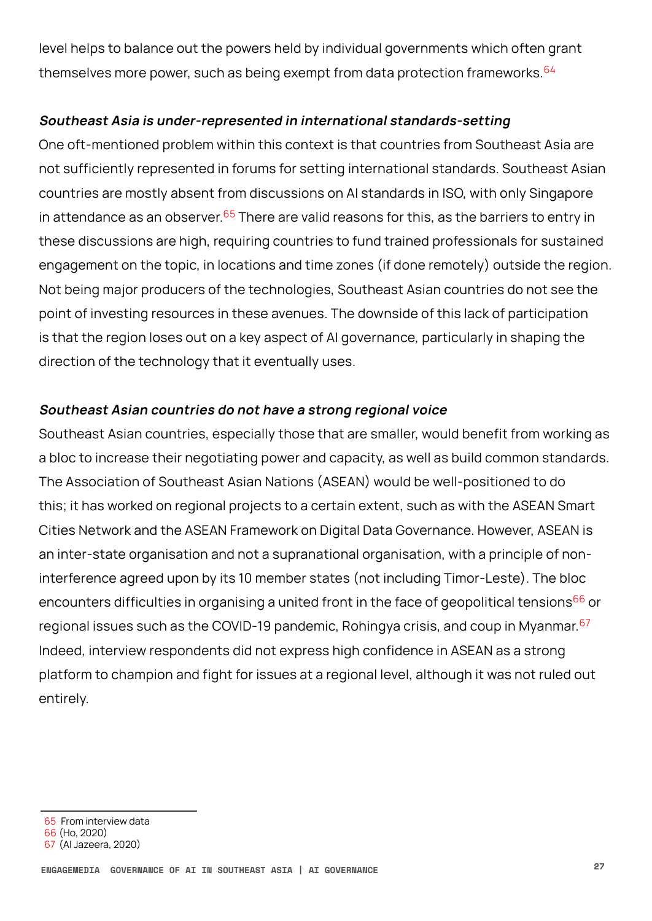level helps to balance out the powers held by individual governments which often grant themselves more power, such as being exempt from data protection frameworks.[64]

***Southeast Asia is under-represented in international standards-setting***

One oft-mentioned problem within this context is that countries from Southeast Asia are not sufficiently represented in forums for setting international standards. Southeast Asian countries are mostly absent from discussions on AI standards in ISO, with only Singapore in attendance as an observer.[65] There are valid reasons for this, as the barriers to entry in these discussions are high, requiring countries to fund trained professionals for sustained engagement on the topic, in locations and time zones (if done remotely) outside the region. Not being major producers of the technologies, Southeast Asian countries do not see the point of investing resources in these avenues. The downside of this lack of participation is that the region loses out on a key aspect of AI governance, particularly in shaping the direction of the technology that it eventually uses.

***Southeast Asian countries do not have a strong regional voice***

Southeast Asian countries, especially those that are smaller, would benefit from working as a bloc to increase their negotiating power and capacity, as well as build common standards. The Association of Southeast Asian Nations (ASEAN) would be well-positioned to do this; it has worked on regional projects to a certain extent, such as with the ASEAN Smart Cities Network and the ASEAN Framework on Digital Data Governance. However, ASEAN is an inter-state organisation and not a supranational organisation, with a principle of non-interference agreed upon by its 10 member states (not including Timor-Leste). The bloc encounters difficulties in organising a united front in the face of geopolitical tensions[66] or regional issues such as the COVID-19 pandemic, Rohingya crisis, and coup in Myanmar.[67] Indeed, interview respondents did not express high confidence in ASEAN as a strong platform to champion and fight for issues at a regional level, although it was not ruled out entirely.

---

65 From interview data
66 (Ho, 2020)
67 (Al Jazeera, 2020)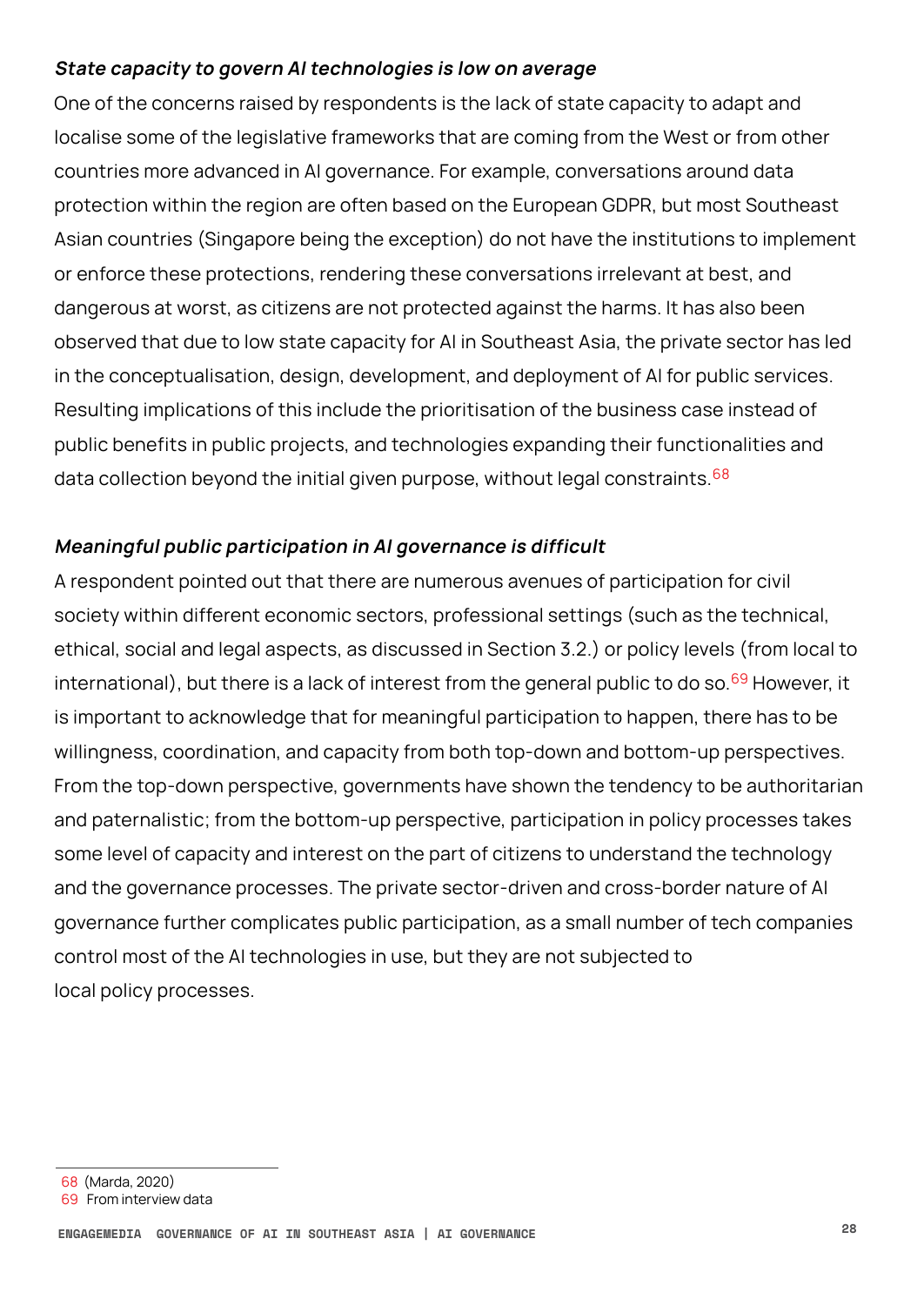***State capacity to govern AI technologies is low on average***

One of the concerns raised by respondents is the lack of state capacity to adapt and localise some of the legislative frameworks that are coming from the West or from other countries more advanced in AI governance. For example, conversations around data protection within the region are often based on the European GDPR, but most Southeast Asian countries (Singapore being the exception) do not have the institutions to implement or enforce these protections, rendering these conversations irrelevant at best, and dangerous at worst, as citizens are not protected against the harms. It has also been observed that due to low state capacity for AI in Southeast Asia, the private sector has led in the conceptualisation, design, development, and deployment of AI for public services. Resulting implications of this include the prioritisation of the business case instead of public benefits in public projects, and technologies expanding their functionalities and data collection beyond the initial given purpose, without legal constraints.[68]

***Meaningful public participation in AI governance is difficult***

A respondent pointed out that there are numerous avenues of participation for civil society within different economic sectors, professional settings (such as the technical, ethical, social and legal aspects, as discussed in Section 3.2.) or policy levels (from local to international), but there is a lack of interest from the general public to do so.[69] However, it is important to acknowledge that for meaningful participation to happen, there has to be willingness, coordination, and capacity from both top-down and bottom-up perspectives. From the top-down perspective, governments have shown the tendency to be authoritarian and paternalistic; from the bottom-up perspective, participation in policy processes takes some level of capacity and interest on the part of citizens to understand the technology and the governance processes. The private sector-driven and cross-border nature of AI governance further complicates public participation, as a small number of tech companies control most of the AI technologies in use, but they are not subjected to local policy processes.

---

68 (Marda, 2020)

69 From interview data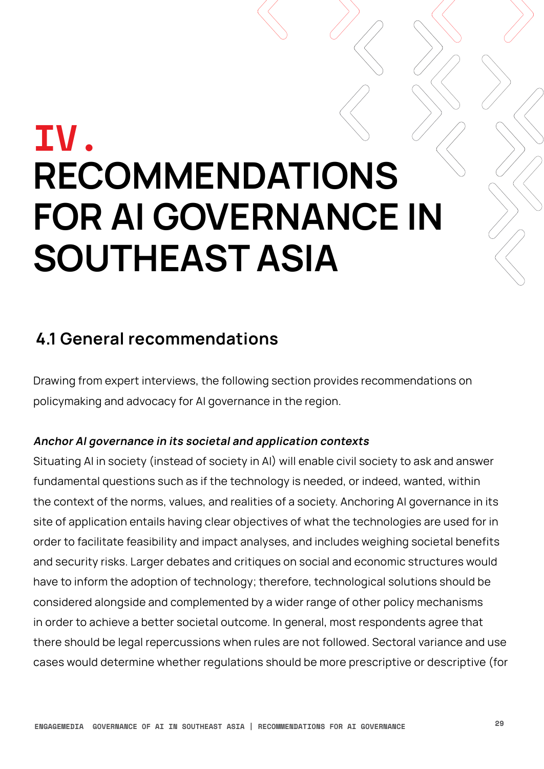# IV. RECOMMENDATIONS FOR AI GOVERNANCE IN SOUTHEAST ASIA

## 4.1 General recommendations

Drawing from expert interviews, the following section provides recommendations on policymaking and advocacy for AI governance in the region.

***Anchor AI governance in its societal and application contexts***

Situating AI in society (instead of society in AI) will enable civil society to ask and answer fundamental questions such as if the technology is needed, or indeed, wanted, within the context of the norms, values, and realities of a society. Anchoring AI governance in its site of application entails having clear objectives of what the technologies are used for in order to facilitate feasibility and impact analyses, and includes weighing societal benefits and security risks. Larger debates and critiques on social and economic structures would have to inform the adoption of technology; therefore, technological solutions should be considered alongside and complemented by a wider range of other policy mechanisms in order to achieve a better societal outcome. In general, most respondents agree that there should be legal repercussions when rules are not followed. Sectoral variance and use cases would determine whether regulations should be more prescriptive or descriptive (for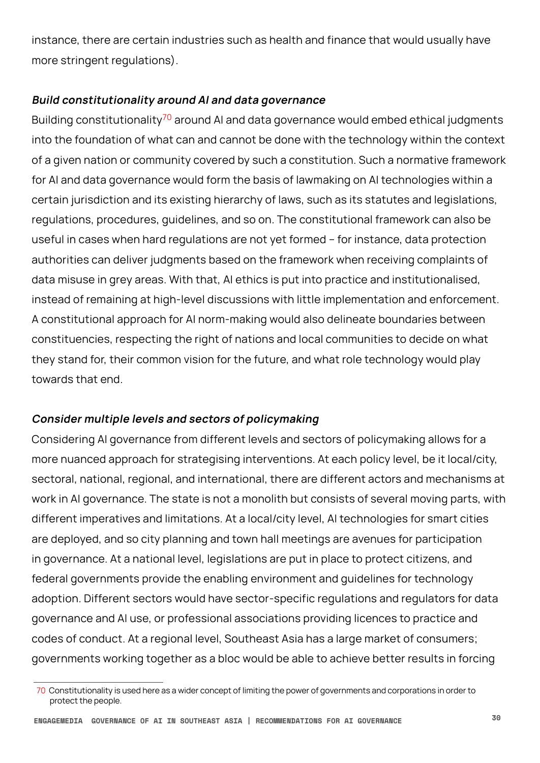instance, there are certain industries such as health and finance that would usually have more stringent regulations).

***Build constitutionality around AI and data governance***

Building constitutionality[70] around AI and data governance would embed ethical judgments into the foundation of what can and cannot be done with the technology within the context of a given nation or community covered by such a constitution. Such a normative framework for AI and data governance would form the basis of lawmaking on AI technologies within a certain jurisdiction and its existing hierarchy of laws, such as its statutes and legislations, regulations, procedures, guidelines, and so on. The constitutional framework can also be useful in cases when hard regulations are not yet formed – for instance, data protection authorities can deliver judgments based on the framework when receiving complaints of data misuse in grey areas. With that, AI ethics is put into practice and institutionalised, instead of remaining at high-level discussions with little implementation and enforcement. A constitutional approach for AI norm-making would also delineate boundaries between constituencies, respecting the right of nations and local communities to decide on what they stand for, their common vision for the future, and what role technology would play towards that end.

***Consider multiple levels and sectors of policymaking***

Considering AI governance from different levels and sectors of policymaking allows for a more nuanced approach for strategising interventions. At each policy level, be it local/city, sectoral, national, regional, and international, there are different actors and mechanisms at work in AI governance. The state is not a monolith but consists of several moving parts, with different imperatives and limitations. At a local/city level, AI technologies for smart cities are deployed, and so city planning and town hall meetings are avenues for participation in governance. At a national level, legislations are put in place to protect citizens, and federal governments provide the enabling environment and guidelines for technology adoption. Different sectors would have sector-specific regulations and regulators for data governance and AI use, or professional associations providing licences to practice and codes of conduct. At a regional level, Southeast Asia has a large market of consumers; governments working together as a bloc would be able to achieve better results in forcing

[70] Constitutionality is used here as a wider concept of limiting the power of governments and corporations in order to protect the people.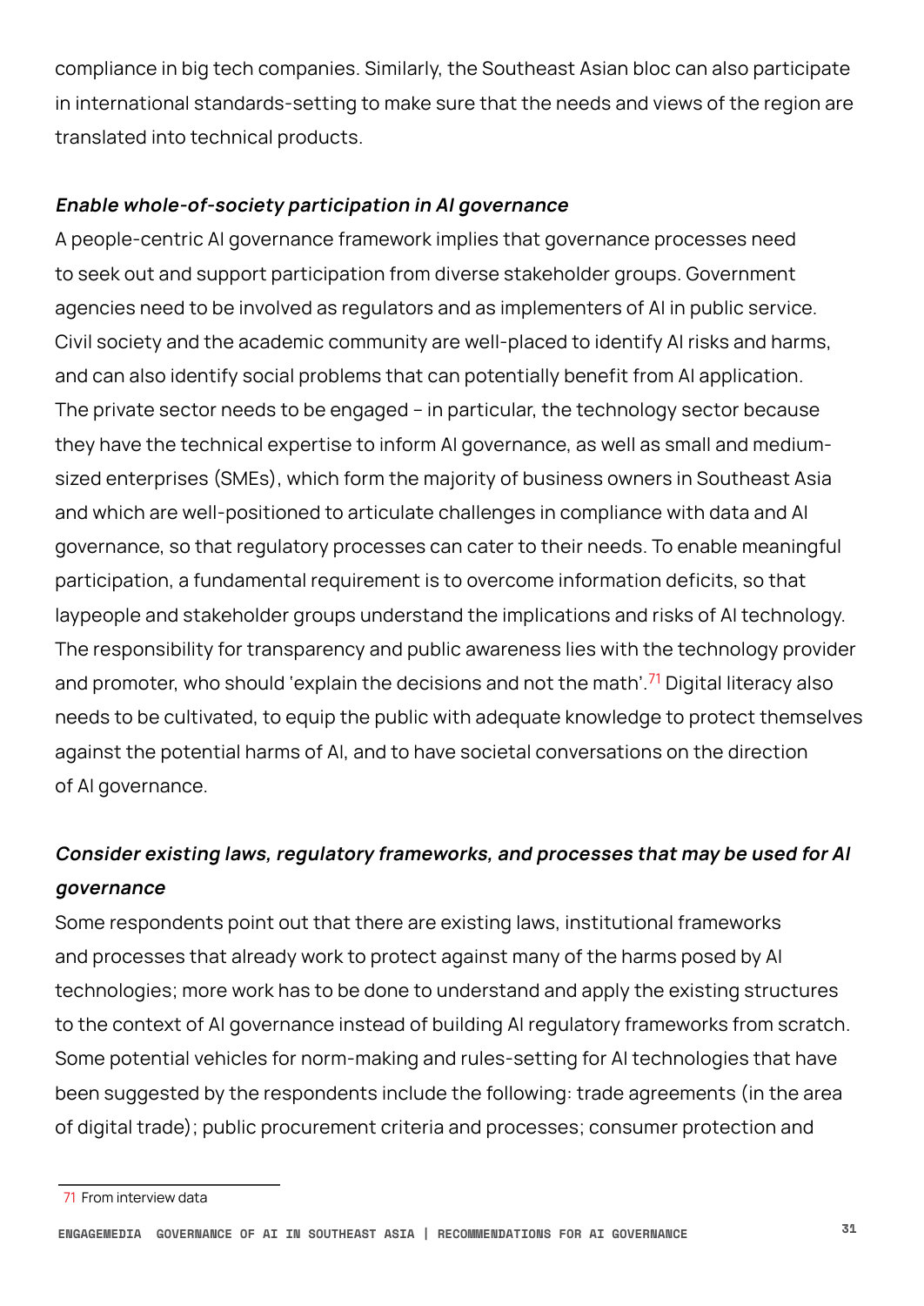compliance in big tech companies. Similarly, the Southeast Asian bloc can also participate in international standards-setting to make sure that the needs and views of the region are translated into technical products.

#### *Enable whole-of-society participation in AI governance*

A people-centric AI governance framework implies that governance processes need to seek out and support participation from diverse stakeholder groups. Government agencies need to be involved as regulators and as implementers of AI in public service. Civil society and the academic community are well-placed to identify AI risks and harms, and can also identify social problems that can potentially benefit from AI application. The private sector needs to be engaged – in particular, the technology sector because they have the technical expertise to inform AI governance, as well as small and medium-sized enterprises (SMEs), which form the majority of business owners in Southeast Asia and which are well-positioned to articulate challenges in compliance with data and AI governance, so that regulatory processes can cater to their needs. To enable meaningful participation, a fundamental requirement is to overcome information deficits, so that laypeople and stakeholder groups understand the implications and risks of AI technology. The responsibility for transparency and public awareness lies with the technology provider and promoter, who should 'explain the decisions and not the math'.[71] Digital literacy also needs to be cultivated, to equip the public with adequate knowledge to protect themselves against the potential harms of AI, and to have societal conversations on the direction of AI governance.

#### *Consider existing laws, regulatory frameworks, and processes that may be used for AI governance*

Some respondents point out that there are existing laws, institutional frameworks and processes that already work to protect against many of the harms posed by AI technologies; more work has to be done to understand and apply the existing structures to the context of AI governance instead of building AI regulatory frameworks from scratch. Some potential vehicles for norm-making and rules-setting for AI technologies that have been suggested by the respondents include the following: trade agreements (in the area of digital trade); public procurement criteria and processes; consumer protection and

[71] From interview data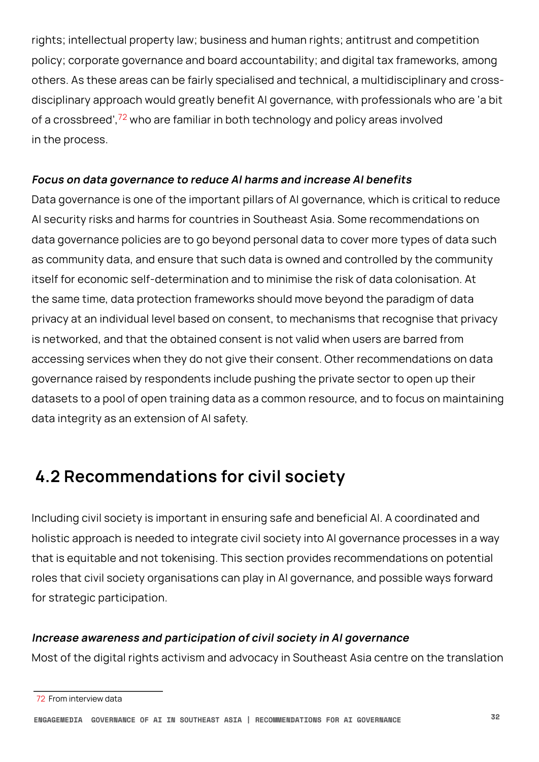rights; intellectual property law; business and human rights; antitrust and competition policy; corporate governance and board accountability; and digital tax frameworks, among others. As these areas can be fairly specialised and technical, a multidisciplinary and cross-disciplinary approach would greatly benefit AI governance, with professionals who are 'a bit of a crossbreed',[72] who are familiar in both technology and policy areas involved in the process.

***Focus on data governance to reduce AI harms and increase AI benefits***

Data governance is one of the important pillars of AI governance, which is critical to reduce AI security risks and harms for countries in Southeast Asia. Some recommendations on data governance policies are to go beyond personal data to cover more types of data such as community data, and ensure that such data is owned and controlled by the community itself for economic self-determination and to minimise the risk of data colonisation. At the same time, data protection frameworks should move beyond the paradigm of data privacy at an individual level based on consent, to mechanisms that recognise that privacy is networked, and that the obtained consent is not valid when users are barred from accessing services when they do not give their consent. Other recommendations on data governance raised by respondents include pushing the private sector to open up their datasets to a pool of open training data as a common resource, and to focus on maintaining data integrity as an extension of AI safety.

## 4.2 Recommendations for civil society

Including civil society is important in ensuring safe and beneficial AI. A coordinated and holistic approach is needed to integrate civil society into AI governance processes in a way that is equitable and not tokenising. This section provides recommendations on potential roles that civil society organisations can play in AI governance, and possible ways forward for strategic participation.

***Increase awareness and participation of civil society in AI governance***

Most of the digital rights activism and advocacy in Southeast Asia centre on the translation

---

72 From interview data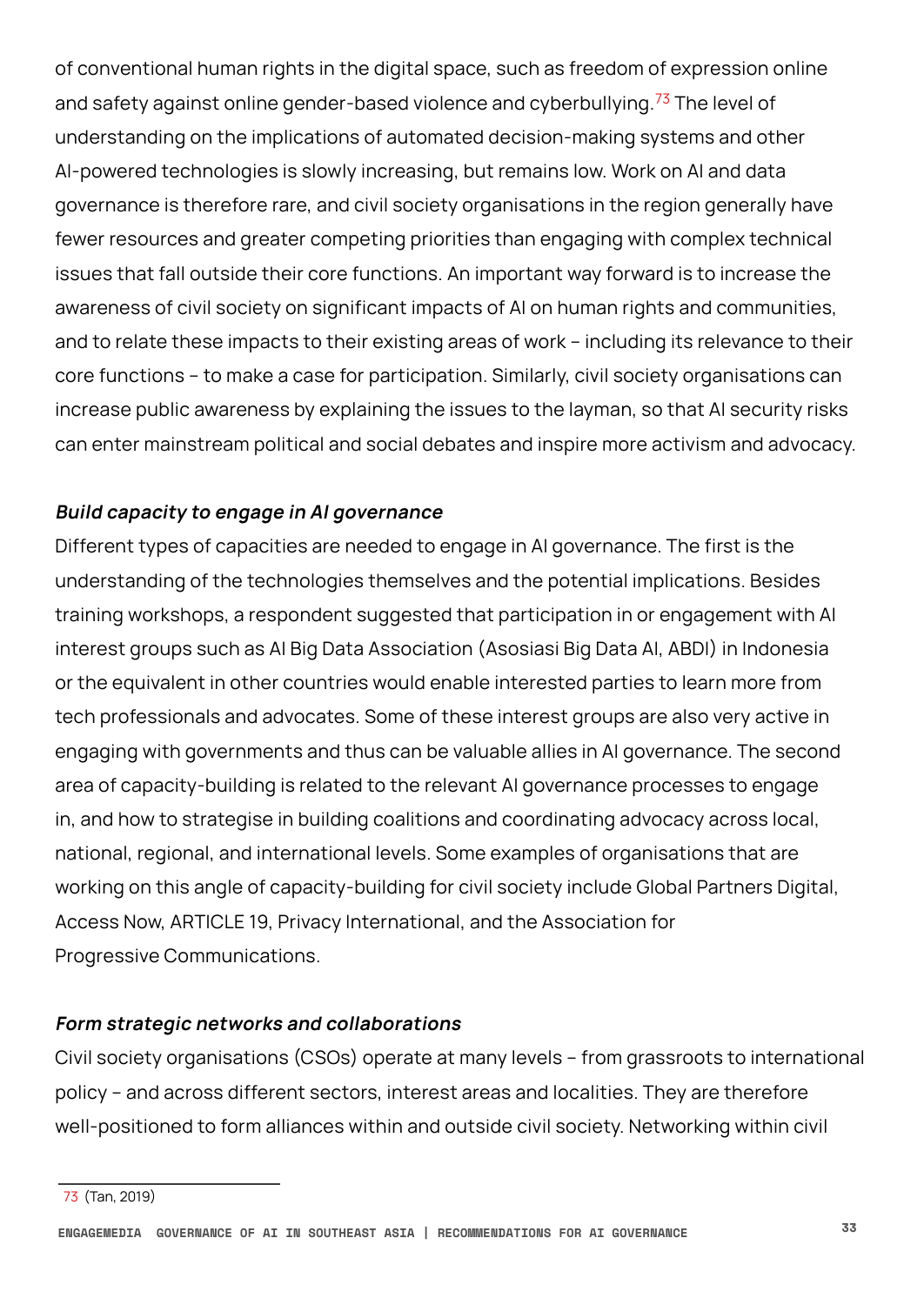of conventional human rights in the digital space, such as freedom of expression online and safety against online gender-based violence and cyberbullying.[73] The level of understanding on the implications of automated decision-making systems and other AI-powered technologies is slowly increasing, but remains low. Work on AI and data governance is therefore rare, and civil society organisations in the region generally have fewer resources and greater competing priorities than engaging with complex technical issues that fall outside their core functions. An important way forward is to increase the awareness of civil society on significant impacts of AI on human rights and communities, and to relate these impacts to their existing areas of work – including its relevance to their core functions – to make a case for participation. Similarly, civil society organisations can increase public awareness by explaining the issues to the layman, so that AI security risks can enter mainstream political and social debates and inspire more activism and advocacy.

***Build capacity to engage in AI governance***

Different types of capacities are needed to engage in AI governance. The first is the understanding of the technologies themselves and the potential implications. Besides training workshops, a respondent suggested that participation in or engagement with AI interest groups such as AI Big Data Association (Asosiasi Big Data AI, ABDI) in Indonesia or the equivalent in other countries would enable interested parties to learn more from tech professionals and advocates. Some of these interest groups are also very active in engaging with governments and thus can be valuable allies in AI governance. The second area of capacity-building is related to the relevant AI governance processes to engage in, and how to strategise in building coalitions and coordinating advocacy across local, national, regional, and international levels. Some examples of organisations that are working on this angle of capacity-building for civil society include Global Partners Digital, Access Now, ARTICLE 19, Privacy International, and the Association for Progressive Communications.

***Form strategic networks and collaborations***

Civil society organisations (CSOs) operate at many levels – from grassroots to international policy – and across different sectors, interest areas and localities. They are therefore well-positioned to form alliances within and outside civil society. Networking within civil

73 (Tan, 2019)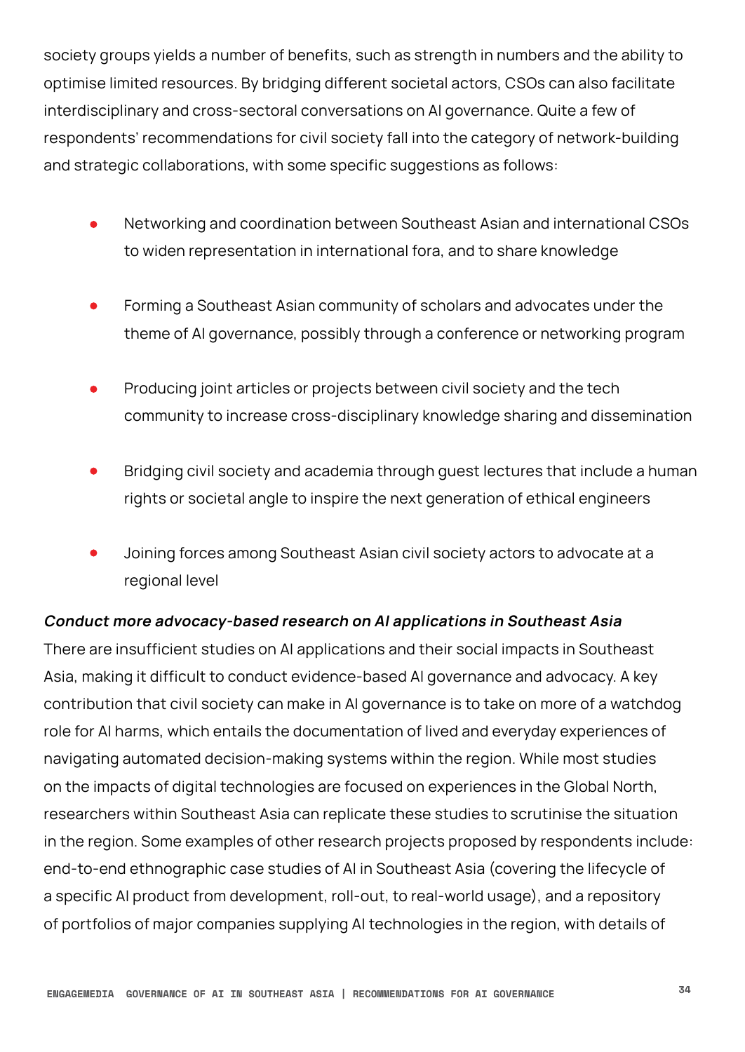society groups yields a number of benefits, such as strength in numbers and the ability to optimise limited resources. By bridging different societal actors, CSOs can also facilitate interdisciplinary and cross-sectoral conversations on AI governance. Quite a few of respondents' recommendations for civil society fall into the category of network-building and strategic collaborations, with some specific suggestions as follows:

- Networking and coordination between Southeast Asian and international CSOs to widen representation in international fora, and to share knowledge
- Forming a Southeast Asian community of scholars and advocates under the theme of AI governance, possibly through a conference or networking program
- Producing joint articles or projects between civil society and the tech community to increase cross-disciplinary knowledge sharing and dissemination
- Bridging civil society and academia through guest lectures that include a human rights or societal angle to inspire the next generation of ethical engineers
- Joining forces among Southeast Asian civil society actors to advocate at a regional level

***Conduct more advocacy-based research on AI applications in Southeast Asia***

There are insufficient studies on AI applications and their social impacts in Southeast Asia, making it difficult to conduct evidence-based AI governance and advocacy. A key contribution that civil society can make in AI governance is to take on more of a watchdog role for AI harms, which entails the documentation of lived and everyday experiences of navigating automated decision-making systems within the region. While most studies on the impacts of digital technologies are focused on experiences in the Global North, researchers within Southeast Asia can replicate these studies to scrutinise the situation in the region. Some examples of other research projects proposed by respondents include: end-to-end ethnographic case studies of AI in Southeast Asia (covering the lifecycle of a specific AI product from development, roll-out, to real-world usage), and a repository of portfolios of major companies supplying AI technologies in the region, with details of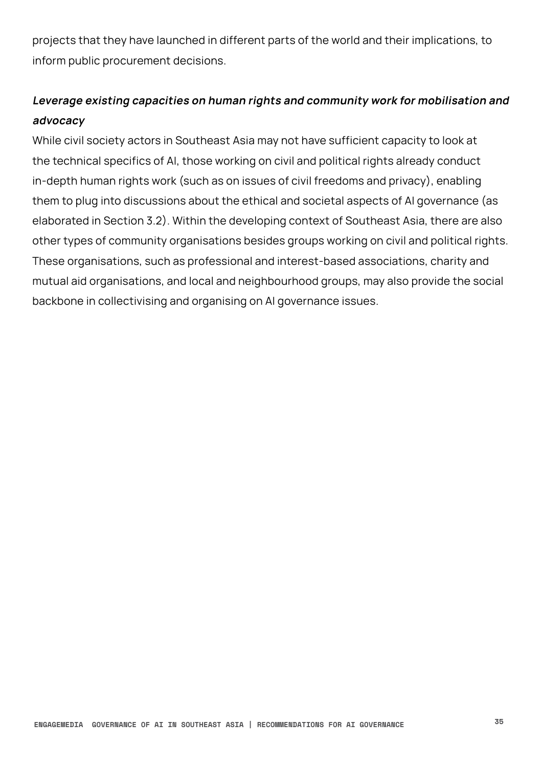projects that they have launched in different parts of the world and their implications, to inform public procurement decisions.

***Leverage existing capacities on human rights and community work for mobilisation and advocacy***

While civil society actors in Southeast Asia may not have sufficient capacity to look at the technical specifics of AI, those working on civil and political rights already conduct in-depth human rights work (such as on issues of civil freedoms and privacy), enabling them to plug into discussions about the ethical and societal aspects of AI governance (as elaborated in Section 3.2). Within the developing context of Southeast Asia, there are also other types of community organisations besides groups working on civil and political rights. These organisations, such as professional and interest-based associations, charity and mutual aid organisations, and local and neighbourhood groups, may also provide the social backbone in collectivising and organising on AI governance issues.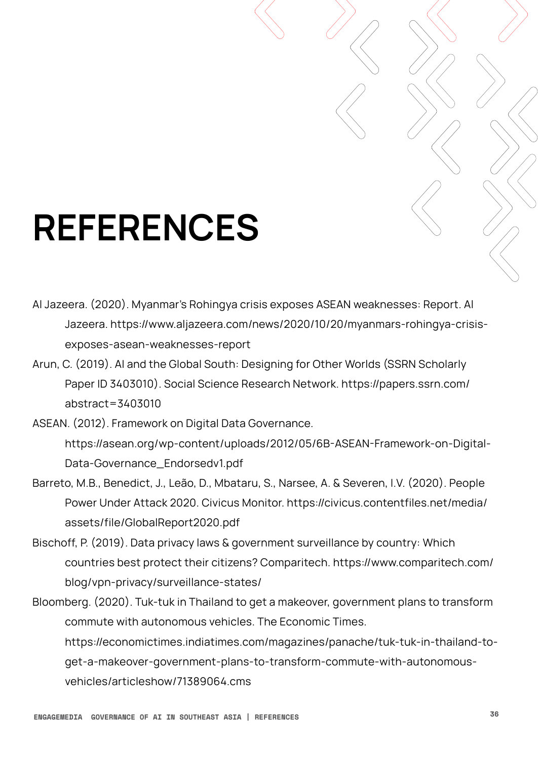# REFERENCES

Al Jazeera. (2020). Myanmar's Rohingya crisis exposes ASEAN weaknesses: Report. Al Jazeera. https://www.aljazeera.com/news/2020/10/20/myanmars-rohingya-crisis-exposes-asean-weaknesses-report

Arun, C. (2019). AI and the Global South: Designing for Other Worlds (SSRN Scholarly Paper ID 3403010). Social Science Research Network. https://papers.ssrn.com/abstract=3403010

ASEAN. (2012). Framework on Digital Data Governance. https://asean.org/wp-content/uploads/2012/05/6B-ASEAN-Framework-on-Digital-Data-Governance_Endorsedv1.pdf

Barreto, M.B., Benedict, J., Leão, D., Mbataru, S., Narsee, A. & Severen, I.V. (2020). People Power Under Attack 2020. Civicus Monitor. https://civicus.contentfiles.net/media/assets/file/GlobalReport2020.pdf

Bischoff, P. (2019). Data privacy laws & government surveillance by country: Which countries best protect their citizens? Comparitech. https://www.comparitech.com/blog/vpn-privacy/surveillance-states/

Bloomberg. (2020). Tuk-tuk in Thailand to get a makeover, government plans to transform commute with autonomous vehicles. The Economic Times. https://economictimes.indiatimes.com/magazines/panache/tuk-tuk-in-thailand-to-get-a-makeover-government-plans-to-transform-commute-with-autonomous-vehicles/articleshow/71389064.cms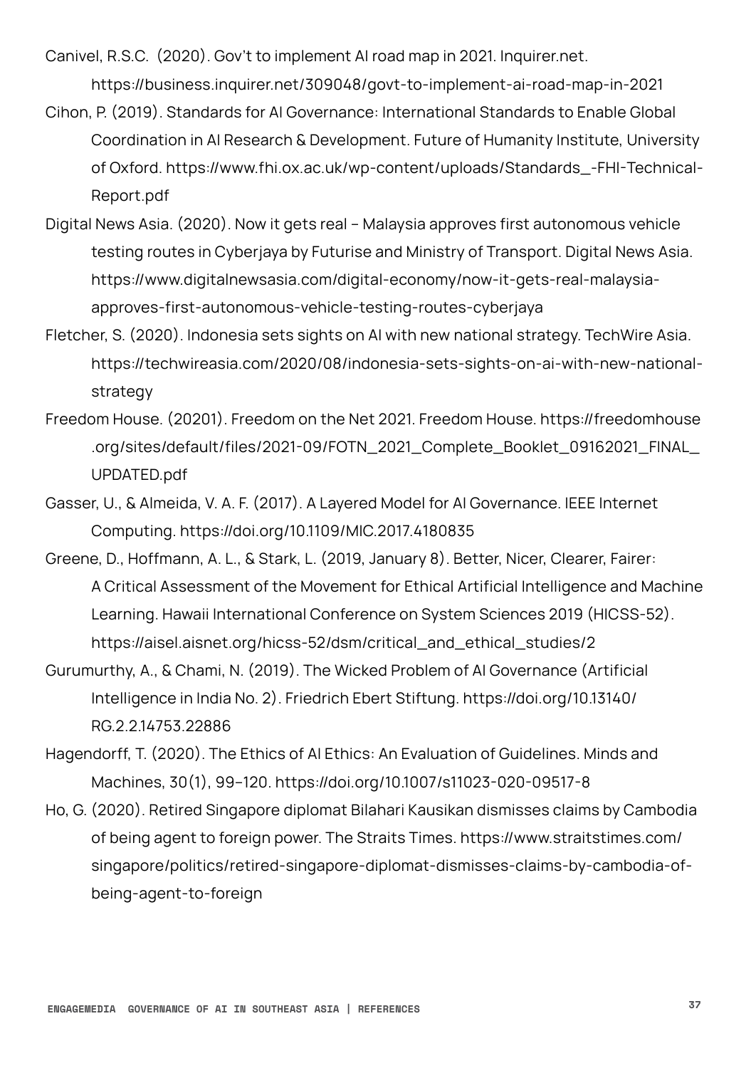Canivel, R.S.C. (2020). Gov't to implement AI road map in 2021. Inquirer.net. https://business.inquirer.net/309048/govt-to-implement-ai-road-map-in-2021

Cihon, P. (2019). Standards for AI Governance: International Standards to Enable Global Coordination in AI Research & Development. Future of Humanity Institute, University of Oxford. https://www.fhi.ox.ac.uk/wp-content/uploads/Standards_-FHI-Technical-Report.pdf

Digital News Asia. (2020). Now it gets real – Malaysia approves first autonomous vehicle testing routes in Cyberjaya by Futurise and Ministry of Transport. Digital News Asia. https://www.digitalnewsasia.com/digital-economy/now-it-gets-real-malaysia-approves-first-autonomous-vehicle-testing-routes-cyberjaya

Fletcher, S. (2020). Indonesia sets sights on AI with new national strategy. TechWire Asia. https://techwireasia.com/2020/08/indonesia-sets-sights-on-ai-with-new-national-strategy

Freedom House. (20201). Freedom on the Net 2021. Freedom House. https://freedomhouse .org/sites/default/files/2021-09/FOTN_2021_Complete_Booklet_09162021_FINAL_UPDATED.pdf

Gasser, U., & Almeida, V. A. F. (2017). A Layered Model for AI Governance. IEEE Internet Computing. https://doi.org/10.1109/MIC.2017.4180835

Greene, D., Hoffmann, A. L., & Stark, L. (2019, January 8). Better, Nicer, Clearer, Fairer: A Critical Assessment of the Movement for Ethical Artificial Intelligence and Machine Learning. Hawaii International Conference on System Sciences 2019 (HICSS-52). https://aisel.aisnet.org/hicss-52/dsm/critical_and_ethical_studies/2

Gurumurthy, A., & Chami, N. (2019). The Wicked Problem of AI Governance (Artificial Intelligence in India No. 2). Friedrich Ebert Stiftung. https://doi.org/10.13140/RG.2.2.14753.22886

Hagendorff, T. (2020). The Ethics of AI Ethics: An Evaluation of Guidelines. Minds and Machines, 30(1), 99–120. https://doi.org/10.1007/s11023-020-09517-8

Ho, G. (2020). Retired Singapore diplomat Bilahari Kausikan dismisses claims by Cambodia of being agent to foreign power. The Straits Times. https://www.straitstimes.com/singapore/politics/retired-singapore-diplomat-dismisses-claims-by-cambodia-of-being-agent-to-foreign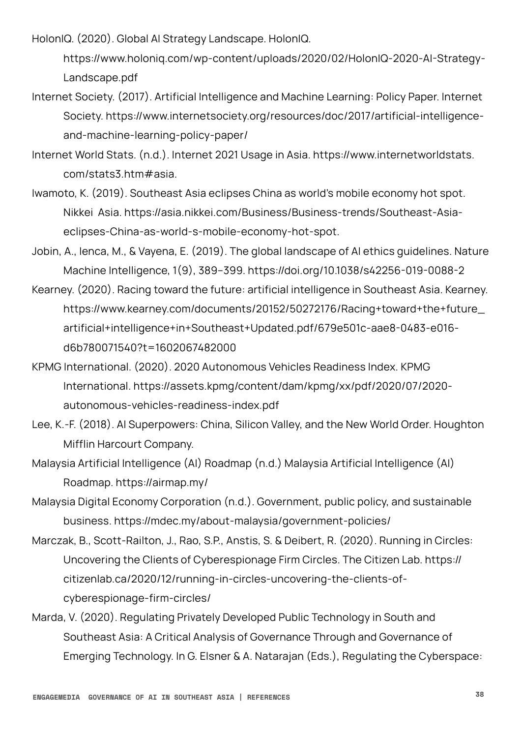HolonIQ. (2020). Global AI Strategy Landscape. HolonIQ. https://www.holoniq.com/wp-content/uploads/2020/02/HolonIQ-2020-AI-Strategy-Landscape.pdf

Internet Society. (2017). Artificial Intelligence and Machine Learning: Policy Paper. Internet Society. https://www.internetsociety.org/resources/doc/2017/artificial-intelligence-and-machine-learning-policy-paper/

Internet World Stats. (n.d.). Internet 2021 Usage in Asia. https://www.internetworldstats.com/stats3.htm#asia.

Iwamoto, K. (2019). Southeast Asia eclipses China as world's mobile economy hot spot. Nikkei Asia. https://asia.nikkei.com/Business/Business-trends/Southeast-Asia-eclipses-China-as-world-s-mobile-economy-hot-spot.

Jobin, A., Ienca, M., & Vayena, E. (2019). The global landscape of AI ethics guidelines. Nature Machine Intelligence, 1(9), 389–399. https://doi.org/10.1038/s42256-019-0088-2

Kearney. (2020). Racing toward the future: artificial intelligence in Southeast Asia. Kearney. https://www.kearney.com/documents/20152/50272176/Racing+toward+the+future_artificial+intelligence+in+Southeast+Updated.pdf/679e501c-aae8-0483-e016-d6b780071540?t=1602067482000

KPMG International. (2020). 2020 Autonomous Vehicles Readiness Index. KPMG International. https://assets.kpmg/content/dam/kpmg/xx/pdf/2020/07/2020-autonomous-vehicles-readiness-index.pdf

Lee, K.-F. (2018). AI Superpowers: China, Silicon Valley, and the New World Order. Houghton Mifflin Harcourt Company.

Malaysia Artificial Intelligence (AI) Roadmap (n.d.) Malaysia Artificial Intelligence (AI) Roadmap. https://airmap.my/

Malaysia Digital Economy Corporation (n.d.). Government, public policy, and sustainable business. https://mdec.my/about-malaysia/government-policies/

Marczak, B., Scott-Railton, J., Rao, S.P., Anstis, S. & Deibert, R. (2020). Running in Circles: Uncovering the Clients of Cyberespionage Firm Circles. The Citizen Lab. https://citizenlab.ca/2020/12/running-in-circles-uncovering-the-clients-of-cyberespionage-firm-circles/

Marda, V. (2020). Regulating Privately Developed Public Technology in South and Southeast Asia: A Critical Analysis of Governance Through and Governance of Emerging Technology. In G. Elsner & A. Natarajan (Eds.), Regulating the Cyberspace: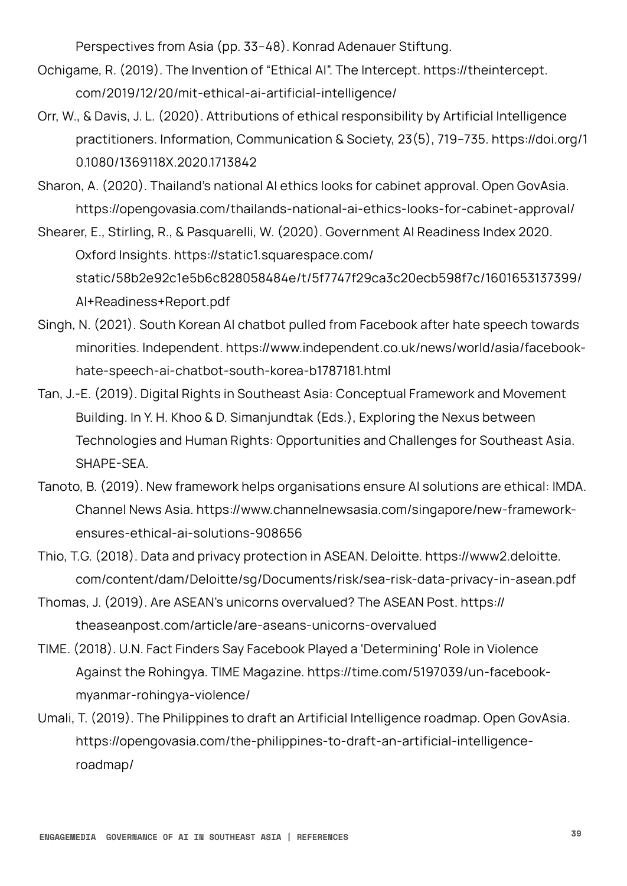Perspectives from Asia (pp. 33–48). Konrad Adenauer Stiftung.

Ochigame, R. (2019). The Invention of "Ethical AI". The Intercept. https://theintercept.com/2019/12/20/mit-ethical-ai-artificial-intelligence/

Orr, W., & Davis, J. L. (2020). Attributions of ethical responsibility by Artificial Intelligence practitioners. Information, Communication & Society, 23(5), 719–735. https://doi.org/10.1080/1369118X.2020.1713842

Sharon, A. (2020). Thailand's national AI ethics looks for cabinet approval. Open GovAsia. https://opengovasia.com/thailands-national-ai-ethics-looks-for-cabinet-approval/

Shearer, E., Stirling, R., & Pasquarelli, W. (2020). Government AI Readiness Index 2020. Oxford Insights. https://static1.squarespace.com/static/58b2e92c1e5b6c828058484e/t/5f7747f29ca3c20ecb598f7c/1601653137399/AI+Readiness+Report.pdf

Singh, N. (2021). South Korean AI chatbot pulled from Facebook after hate speech towards minorities. Independent. https://www.independent.co.uk/news/world/asia/facebook-hate-speech-ai-chatbot-south-korea-b1787181.html

Tan, J.-E. (2019). Digital Rights in Southeast Asia: Conceptual Framework and Movement Building. In Y. H. Khoo & D. Simanjundtak (Eds.), Exploring the Nexus between Technologies and Human Rights: Opportunities and Challenges for Southeast Asia. SHAPE-SEA.

Tanoto, B. (2019). New framework helps organisations ensure AI solutions are ethical: IMDA. Channel News Asia. https://www.channelnewsasia.com/singapore/new-framework-ensures-ethical-ai-solutions-908656

Thio, T.G. (2018). Data and privacy protection in ASEAN. Deloitte. https://www2.deloitte.com/content/dam/Deloitte/sg/Documents/risk/sea-risk-data-privacy-in-asean.pdf

Thomas, J. (2019). Are ASEAN's unicorns overvalued? The ASEAN Post. https://theaseanpost.com/article/are-aseans-unicorns-overvalued

TIME. (2018). U.N. Fact Finders Say Facebook Played a 'Determining' Role in Violence Against the Rohingya. TIME Magazine. https://time.com/5197039/un-facebook-myanmar-rohingya-violence/

Umali, T. (2019). The Philippines to draft an Artificial Intelligence roadmap. Open GovAsia. https://opengovasia.com/the-philippines-to-draft-an-artificial-intelligence-roadmap/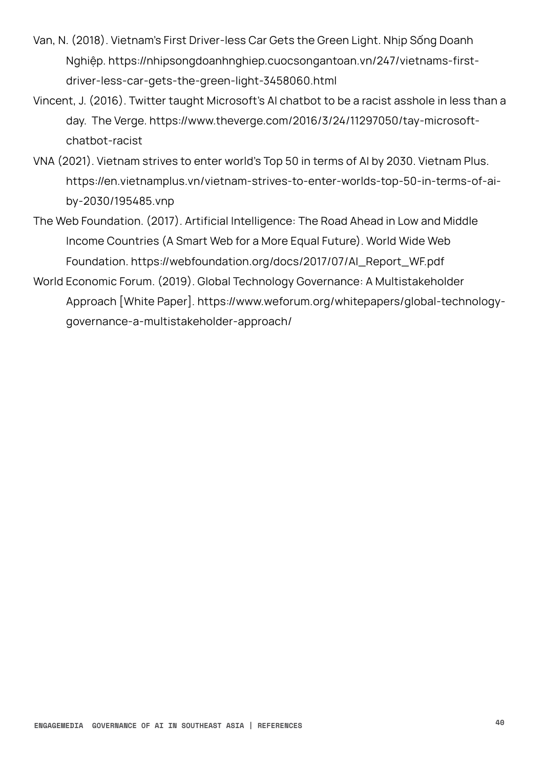Van, N. (2018). Vietnam's First Driver-less Car Gets the Green Light. Nhịp Sống Doanh Nghiệp. https://nhipsongdoanhnghiep.cuocsongantoan.vn/247/vietnams-first-driver-less-car-gets-the-green-light-3458060.html

Vincent, J. (2016). Twitter taught Microsoft's AI chatbot to be a racist asshole in less than a day. The Verge. https://www.theverge.com/2016/3/24/11297050/tay-microsoft-chatbot-racist

VNA (2021). Vietnam strives to enter world's Top 50 in terms of AI by 2030. Vietnam Plus. https://en.vietnamplus.vn/vietnam-strives-to-enter-worlds-top-50-in-terms-of-ai-by-2030/195485.vnp

The Web Foundation. (2017). Artificial Intelligence: The Road Ahead in Low and Middle Income Countries (A Smart Web for a More Equal Future). World Wide Web Foundation. https://webfoundation.org/docs/2017/07/AI_Report_WF.pdf

World Economic Forum. (2019). Global Technology Governance: A Multistakeholder Approach [White Paper]. https://www.weforum.org/whitepapers/global-technology-governance-a-multistakeholder-approach/